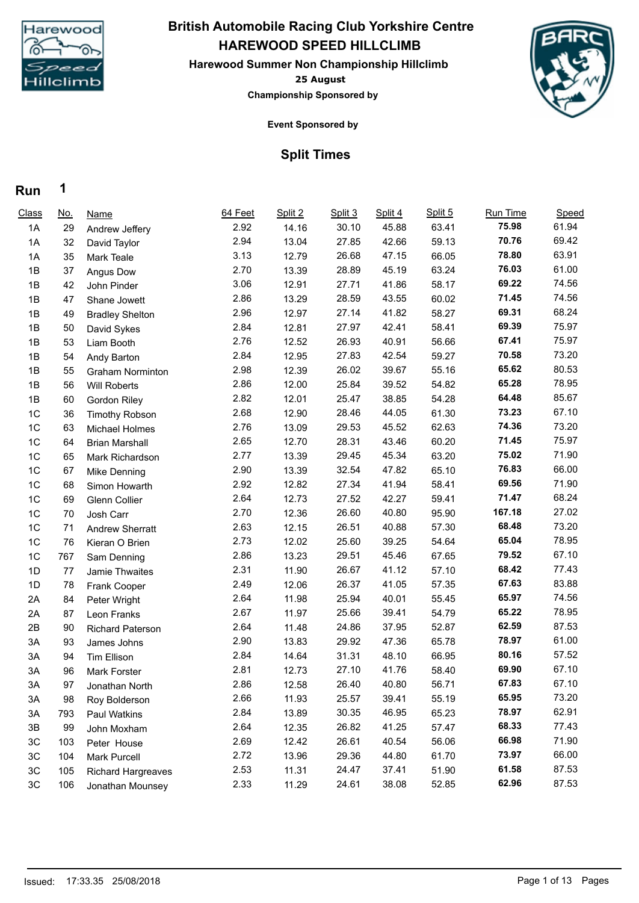# British Automobile Racing Club Yorkshire Centre

## HAREWOOD SPEED HILLCLIMB

### Harewood Summer Non Championship Hillclimb

**25 August**

**Championship Sponsored by**

**Event Sponsored by**

## Split Times

**Run 1**

| Class | No. | Name | 64 Feet | Split 2 | Split 3 | Split 4 | Split 5 | Run Time | Speed |
|---|---|---|---|---|---|---|---|---|---|
| 1A | 29 | Andrew Jeffery | 2.92 | 14.16 | 30.10 | 45.88 | 63.41 | **75.98** | 61.94 |
| 1A | 32 | David Taylor | 2.94 | 13.04 | 27.85 | 42.66 | 59.13 | **70.76** | 69.42 |
| 1A | 35 | Mark Teale | 3.13 | 12.79 | 26.68 | 47.15 | 66.05 | **78.80** | 63.91 |
| 1B | 37 | Angus Dow | 2.70 | 13.39 | 28.89 | 45.19 | 63.24 | **76.03** | 61.00 |
| 1B | 42 | John Pinder | 3.06 | 12.91 | 27.71 | 41.86 | 58.17 | **69.22** | 74.56 |
| 1B | 47 | Shane Jowett | 2.86 | 13.29 | 28.59 | 43.55 | 60.02 | **71.45** | 74.56 |
| 1B | 49 | Bradley Shelton | 2.96 | 12.97 | 27.14 | 41.82 | 58.27 | **69.31** | 68.24 |
| 1B | 50 | David Sykes | 2.84 | 12.81 | 27.97 | 42.41 | 58.41 | **69.39** | 75.97 |
| 1B | 53 | Liam Booth | 2.76 | 12.52 | 26.93 | 40.91 | 56.66 | **67.41** | 75.97 |
| 1B | 54 | Andy Barton | 2.84 | 12.95 | 27.83 | 42.54 | 59.27 | **70.58** | 73.20 |
| 1B | 55 | Graham Norminton | 2.98 | 12.39 | 26.02 | 39.67 | 55.16 | **65.62** | 80.53 |
| 1B | 56 | Will Roberts | 2.86 | 12.00 | 25.84 | 39.52 | 54.82 | **65.28** | 78.95 |
| 1B | 60 | Gordon Riley | 2.82 | 12.01 | 25.47 | 38.85 | 54.28 | **64.48** | 85.67 |
| 1C | 36 | Timothy Robson | 2.68 | 12.90 | 28.46 | 44.05 | 61.30 | **73.23** | 67.10 |
| 1C | 63 | Michael Holmes | 2.76 | 13.09 | 29.53 | 45.52 | 62.63 | **74.36** | 73.20 |
| 1C | 64 | Brian Marshall | 2.65 | 12.70 | 28.31 | 43.46 | 60.20 | **71.45** | 75.97 |
| 1C | 65 | Mark Richardson | 2.77 | 13.39 | 29.45 | 45.34 | 63.20 | **75.02** | 71.90 |
| 1C | 67 | Mike Denning | 2.90 | 13.39 | 32.54 | 47.82 | 65.10 | **76.83** | 66.00 |
| 1C | 68 | Simon Howarth | 2.92 | 12.82 | 27.34 | 41.94 | 58.41 | **69.56** | 71.90 |
| 1C | 69 | Glenn Collier | 2.64 | 12.73 | 27.52 | 42.27 | 59.41 | **71.47** | 68.24 |
| 1C | 70 | Josh Carr | 2.70 | 12.36 | 26.60 | 40.80 | 95.90 | **167.18** | 27.02 |
| 1C | 71 | Andrew Sherratt | 2.63 | 12.15 | 26.51 | 40.88 | 57.30 | **68.48** | 73.20 |
| 1C | 76 | Kieran O Brien | 2.73 | 12.02 | 25.60 | 39.25 | 54.64 | **65.04** | 78.95 |
| 1C | 767 | Sam Denning | 2.86 | 13.23 | 29.51 | 45.46 | 67.65 | **79.52** | 67.10 |
| 1D | 77 | Jamie Thwaites | 2.31 | 11.90 | 26.67 | 41.12 | 57.10 | **68.42** | 77.43 |
| 1D | 78 | Frank Cooper | 2.49 | 12.06 | 26.37 | 41.05 | 57.35 | **67.63** | 83.88 |
| 2A | 84 | Peter Wright | 2.64 | 11.98 | 25.94 | 40.01 | 55.45 | **65.97** | 74.56 |
| 2A | 87 | Leon Franks | 2.67 | 11.97 | 25.66 | 39.41 | 54.79 | **65.22** | 78.95 |
| 2B | 90 | Richard Paterson | 2.64 | 11.48 | 24.86 | 37.95 | 52.87 | **62.59** | 87.53 |
| 3A | 93 | James Johns | 2.90 | 13.83 | 29.92 | 47.36 | 65.78 | **78.97** | 61.00 |
| 3A | 94 | Tim Ellison | 2.84 | 14.64 | 31.31 | 48.10 | 66.95 | **80.16** | 57.52 |
| 3A | 96 | Mark Forster | 2.81 | 12.73 | 27.10 | 41.76 | 58.40 | **69.90** | 67.10 |
| 3A | 97 | Jonathan North | 2.86 | 12.58 | 26.40 | 40.80 | 56.71 | **67.83** | 67.10 |
| 3A | 98 | Roy Bolderson | 2.66 | 11.93 | 25.57 | 39.41 | 55.19 | **65.95** | 73.20 |
| 3A | 793 | Paul Watkins | 2.84 | 13.89 | 30.35 | 46.95 | 65.23 | **78.97** | 62.91 |
| 3B | 99 | John Moxham | 2.64 | 12.35 | 26.82 | 41.25 | 57.47 | **68.33** | 77.43 |
| 3C | 103 | Peter House | 2.69 | 12.42 | 26.61 | 40.54 | 56.06 | **66.98** | 71.90 |
| 3C | 104 | Mark Purcell | 2.72 | 13.96 | 29.36 | 44.80 | 61.70 | **73.97** | 66.00 |
| 3C | 105 | Richard Hargreaves | 2.53 | 11.31 | 24.47 | 37.41 | 51.90 | **61.58** | 87.53 |
| 3C | 106 | Jonathan Mounsey | 2.33 | 11.29 | 24.61 | 38.08 | 52.85 | **62.96** | 87.53 |

Issued: 17:33.35 25/08/2018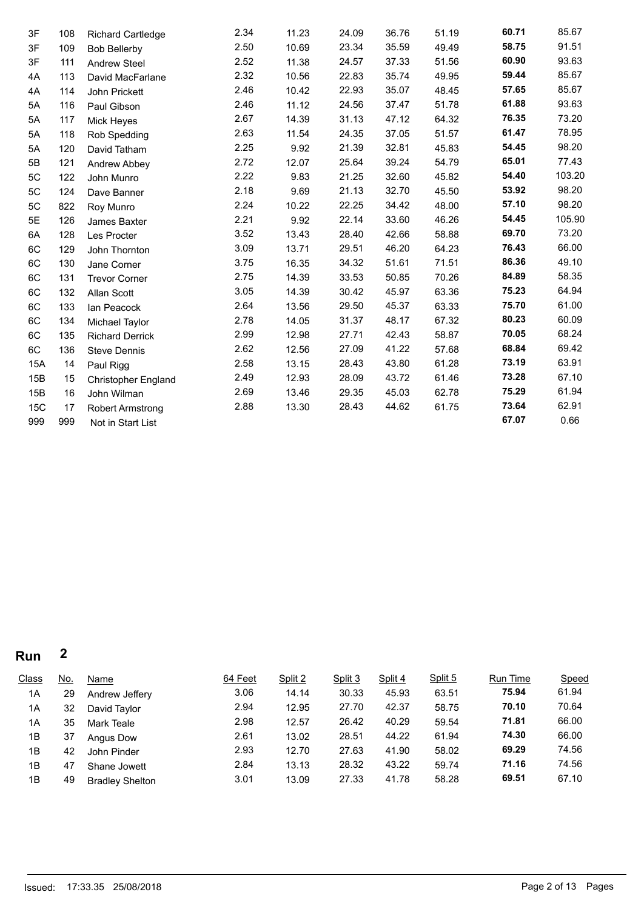| Class | No. | Name | 64 Feet | Split 2 | Split 3 | Split 4 | Split 5 | Run Time | Speed |
|---|---|---|---|---|---|---|---|---|---|
| 3F | 108 | Richard Cartledge | 2.34 | 11.23 | 24.09 | 36.76 | 51.19 | **60.71** | 85.67 |
| 3F | 109 | Bob Bellerby | 2.50 | 10.69 | 23.34 | 35.59 | 49.49 | **58.75** | 91.51 |
| 3F | 111 | Andrew Steel | 2.52 | 11.38 | 24.57 | 37.33 | 51.56 | **60.90** | 93.63 |
| 4A | 113 | David MacFarlane | 2.32 | 10.56 | 22.83 | 35.74 | 49.95 | **59.44** | 85.67 |
| 4A | 114 | John Prickett | 2.46 | 10.42 | 22.93 | 35.07 | 48.45 | **57.65** | 85.67 |
| 5A | 116 | Paul Gibson | 2.46 | 11.12 | 24.56 | 37.47 | 51.78 | **61.88** | 93.63 |
| 5A | 117 | Mick Heyes | 2.67 | 14.39 | 31.13 | 47.12 | 64.32 | **76.35** | 73.20 |
| 5A | 118 | Rob Spedding | 2.63 | 11.54 | 24.35 | 37.05 | 51.57 | **61.47** | 78.95 |
| 5A | 120 | David Tatham | 2.25 | 9.92 | 21.39 | 32.81 | 45.83 | **54.45** | 98.20 |
| 5B | 121 | Andrew Abbey | 2.72 | 12.07 | 25.64 | 39.24 | 54.79 | **65.01** | 77.43 |
| 5C | 122 | John Munro | 2.22 | 9.83 | 21.25 | 32.60 | 45.82 | **54.40** | 103.20 |
| 5C | 124 | Dave Banner | 2.18 | 9.69 | 21.13 | 32.70 | 45.50 | **53.92** | 98.20 |
| 5C | 822 | Roy Munro | 2.24 | 10.22 | 22.25 | 34.42 | 48.00 | **57.10** | 98.20 |
| 5E | 126 | James Baxter | 2.21 | 9.92 | 22.14 | 33.60 | 46.26 | **54.45** | 105.90 |
| 6A | 128 | Les Procter | 3.52 | 13.43 | 28.40 | 42.66 | 58.88 | **69.70** | 73.20 |
| 6C | 129 | John Thornton | 3.09 | 13.71 | 29.51 | 46.20 | 64.23 | **76.43** | 66.00 |
| 6C | 130 | Jane Corner | 3.75 | 16.35 | 34.32 | 51.61 | 71.51 | **86.36** | 49.10 |
| 6C | 131 | Trevor Corner | 2.75 | 14.39 | 33.53 | 50.85 | 70.26 | **84.89** | 58.35 |
| 6C | 132 | Allan Scott | 3.05 | 14.39 | 30.42 | 45.97 | 63.36 | **75.23** | 64.94 |
| 6C | 133 | Ian Peacock | 2.64 | 13.56 | 29.50 | 45.37 | 63.33 | **75.70** | 61.00 |
| 6C | 134 | Michael Taylor | 2.78 | 14.05 | 31.37 | 48.17 | 67.32 | **80.23** | 60.09 |
| 6C | 135 | Richard Derrick | 2.99 | 12.98 | 27.71 | 42.43 | 58.87 | **70.05** | 68.24 |
| 6C | 136 | Steve Dennis | 2.62 | 12.56 | 27.09 | 41.22 | 57.68 | **68.84** | 69.42 |
| 15A | 14 | Paul Rigg | 2.58 | 13.15 | 28.43 | 43.80 | 61.28 | **73.19** | 63.91 |
| 15B | 15 | Christopher England | 2.49 | 12.93 | 28.09 | 43.72 | 61.46 | **73.28** | 67.10 |
| 15B | 16 | John Wilman | 2.69 | 13.46 | 29.35 | 45.03 | 62.78 | **75.29** | 61.94 |
| 15C | 17 | Robert Armstrong | 2.88 | 13.30 | 28.43 | 44.62 | 61.75 | **73.64** | 62.91 |
| 999 | 999 | Not in Start List | | | | | | **67.07** | 0.66 |

## Run 2

| Class | No. | Name | 64 Feet | Split 2 | Split 3 | Split 4 | Split 5 | Run Time | Speed |
|---|---|---|---|---|---|---|---|---|---|
| 1A | 29 | Andrew Jeffery | 3.06 | 14.14 | 30.33 | 45.93 | 63.51 | **75.94** | 61.94 |
| 1A | 32 | David Taylor | 2.94 | 12.95 | 27.70 | 42.37 | 58.75 | **70.10** | 70.64 |
| 1A | 35 | Mark Teale | 2.98 | 12.57 | 26.42 | 40.29 | 59.54 | **71.81** | 66.00 |
| 1B | 37 | Angus Dow | 2.61 | 13.02 | 28.51 | 44.22 | 61.94 | **74.30** | 66.00 |
| 1B | 42 | John Pinder | 2.93 | 12.70 | 27.63 | 41.90 | 58.02 | **69.29** | 74.56 |
| 1B | 47 | Shane Jowett | 2.84 | 13.13 | 28.32 | 43.22 | 59.74 | **71.16** | 74.56 |
| 1B | 49 | Bradley Shelton | 3.01 | 13.09 | 27.33 | 41.78 | 58.28 | **69.51** | 67.10 |

Issued: 17:33.35 25/08/2018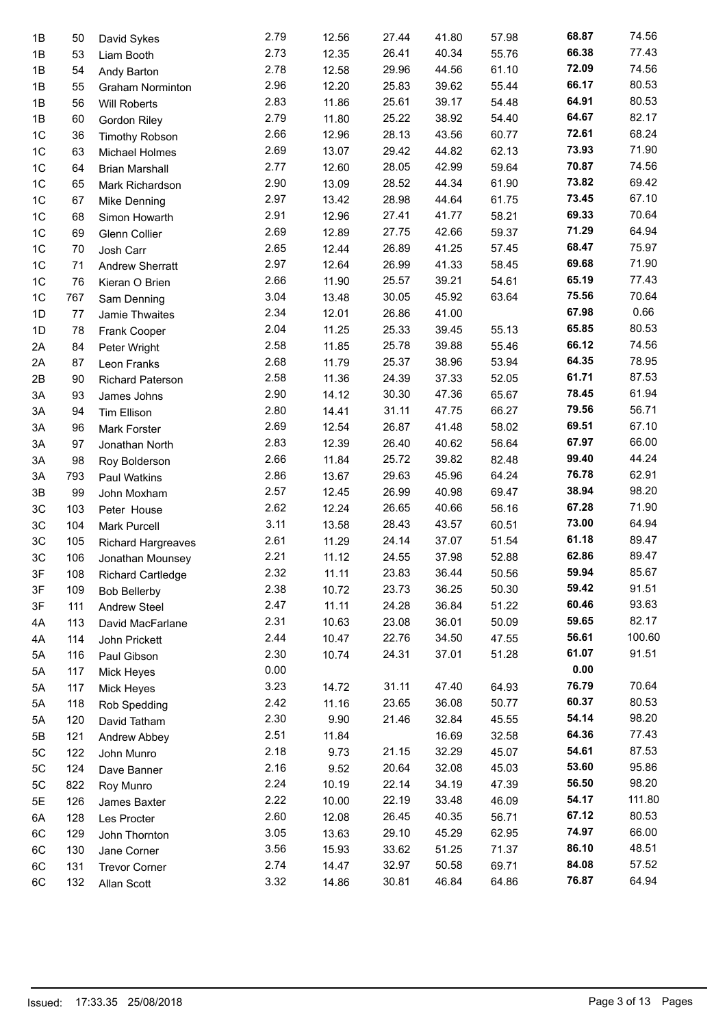| | | | | | | | | | |
|---|---|---|---|---|---|---|---|---|---|
| 1B | 50 | David Sykes | 2.79 | 12.56 | 27.44 | 41.80 | 57.98 | **68.87** | 74.56 |
| 1B | 53 | Liam Booth | 2.73 | 12.35 | 26.41 | 40.34 | 55.76 | **66.38** | 77.43 |
| 1B | 54 | Andy Barton | 2.78 | 12.58 | 29.96 | 44.56 | 61.10 | **72.09** | 74.56 |
| 1B | 55 | Graham Norminton | 2.96 | 12.20 | 25.83 | 39.62 | 55.44 | **66.17** | 80.53 |
| 1B | 56 | Will Roberts | 2.83 | 11.86 | 25.61 | 39.17 | 54.48 | **64.91** | 80.53 |
| 1B | 60 | Gordon Riley | 2.79 | 11.80 | 25.22 | 38.92 | 54.40 | **64.67** | 82.17 |
| 1C | 36 | Timothy Robson | 2.66 | 12.96 | 28.13 | 43.56 | 60.77 | **72.61** | 68.24 |
| 1C | 63 | Michael Holmes | 2.69 | 13.07 | 29.42 | 44.82 | 62.13 | **73.93** | 71.90 |
| 1C | 64 | Brian Marshall | 2.77 | 12.60 | 28.05 | 42.99 | 59.64 | **70.87** | 74.56 |
| 1C | 65 | Mark Richardson | 2.90 | 13.09 | 28.52 | 44.34 | 61.90 | **73.82** | 69.42 |
| 1C | 67 | Mike Denning | 2.97 | 13.42 | 28.98 | 44.64 | 61.75 | **73.45** | 67.10 |
| 1C | 68 | Simon Howarth | 2.91 | 12.96 | 27.41 | 41.77 | 58.21 | **69.33** | 70.64 |
| 1C | 69 | Glenn Collier | 2.69 | 12.89 | 27.75 | 42.66 | 59.37 | **71.29** | 64.94 |
| 1C | 70 | Josh Carr | 2.65 | 12.44 | 26.89 | 41.25 | 57.45 | **68.47** | 75.97 |
| 1C | 71 | Andrew Sherratt | 2.97 | 12.64 | 26.99 | 41.33 | 58.45 | **69.68** | 71.90 |
| 1C | 76 | Kieran O Brien | 2.66 | 11.90 | 25.57 | 39.21 | 54.61 | **65.19** | 77.43 |
| 1C | 767 | Sam Denning | 3.04 | 13.48 | 30.05 | 45.92 | 63.64 | **75.56** | 70.64 |
| 1D | 77 | Jamie Thwaites | 2.34 | 12.01 | 26.86 | 41.00 | | **67.98** | 0.66 |
| 1D | 78 | Frank Cooper | 2.04 | 11.25 | 25.33 | 39.45 | 55.13 | **65.85** | 80.53 |
| 2A | 84 | Peter Wright | 2.58 | 11.85 | 25.78 | 39.88 | 55.46 | **66.12** | 74.56 |
| 2A | 87 | Leon Franks | 2.68 | 11.79 | 25.37 | 38.96 | 53.94 | **64.35** | 78.95 |
| 2B | 90 | Richard Paterson | 2.58 | 11.36 | 24.39 | 37.33 | 52.05 | **61.71** | 87.53 |
| 3A | 93 | James Johns | 2.90 | 14.12 | 30.30 | 47.36 | 65.67 | **78.45** | 61.94 |
| 3A | 94 | Tim Ellison | 2.80 | 14.41 | 31.11 | 47.75 | 66.27 | **79.56** | 56.71 |
| 3A | 96 | Mark Forster | 2.69 | 12.54 | 26.87 | 41.48 | 58.02 | **69.51** | 67.10 |
| 3A | 97 | Jonathan North | 2.83 | 12.39 | 26.40 | 40.62 | 56.64 | **67.97** | 66.00 |
| 3A | 98 | Roy Bolderson | 2.66 | 11.84 | 25.72 | 39.82 | 82.48 | **99.40** | 44.24 |
| 3A | 793 | Paul Watkins | 2.86 | 13.67 | 29.63 | 45.96 | 64.24 | **76.78** | 62.91 |
| 3B | 99 | John Moxham | 2.57 | 12.45 | 26.99 | 40.98 | 69.47 | **38.94** | 98.20 |
| 3C | 103 | Peter House | 2.62 | 12.24 | 26.65 | 40.66 | 56.16 | **67.28** | 71.90 |
| 3C | 104 | Mark Purcell | 3.11 | 13.58 | 28.43 | 43.57 | 60.51 | **73.00** | 64.94 |
| 3C | 105 | Richard Hargreaves | 2.61 | 11.29 | 24.14 | 37.07 | 51.54 | **61.18** | 89.47 |
| 3C | 106 | Jonathan Mounsey | 2.21 | 11.12 | 24.55 | 37.98 | 52.88 | **62.86** | 89.47 |
| 3F | 108 | Richard Cartledge | 2.32 | 11.11 | 23.83 | 36.44 | 50.56 | **59.94** | 85.67 |
| 3F | 109 | Bob Bellerby | 2.38 | 10.72 | 23.73 | 36.25 | 50.30 | **59.42** | 91.51 |
| 3F | 111 | Andrew Steel | 2.47 | 11.11 | 24.28 | 36.84 | 51.22 | **60.46** | 93.63 |
| 4A | 113 | David MacFarlane | 2.31 | 10.63 | 23.08 | 36.01 | 50.09 | **59.65** | 82.17 |
| 4A | 114 | John Prickett | 2.44 | 10.47 | 22.76 | 34.50 | 47.55 | **56.61** | 100.60 |
| 5A | 116 | Paul Gibson | 2.30 | 10.74 | 24.31 | 37.01 | 51.28 | **61.07** | 91.51 |
| 5A | 117 | Mick Heyes | 0.00 | | | | | **0.00** | |
| 5A | 117 | Mick Heyes | 3.23 | 14.72 | 31.11 | 47.40 | 64.93 | **76.79** | 70.64 |
| 5A | 118 | Rob Spedding | 2.42 | 11.16 | 23.65 | 36.08 | 50.77 | **60.37** | 80.53 |
| 5A | 120 | David Tatham | 2.30 | 9.90 | 21.46 | 32.84 | 45.55 | **54.14** | 98.20 |
| 5B | 121 | Andrew Abbey | 2.51 | 11.84 | | 16.69 | 32.58 | **64.36** | 77.43 |
| 5C | 122 | John Munro | 2.18 | 9.73 | 21.15 | 32.29 | 45.07 | **54.61** | 87.53 |
| 5C | 124 | Dave Banner | 2.16 | 9.52 | 20.64 | 32.08 | 45.03 | **53.60** | 95.86 |
| 5C | 822 | Roy Munro | 2.24 | 10.19 | 22.14 | 34.19 | 47.39 | **56.50** | 98.20 |
| 5E | 126 | James Baxter | 2.22 | 10.00 | 22.19 | 33.48 | 46.09 | **54.17** | 111.80 |
| 6A | 128 | Les Procter | 2.60 | 12.08 | 26.45 | 40.35 | 56.71 | **67.12** | 80.53 |
| 6C | 129 | John Thornton | 3.05 | 13.63 | 29.10 | 45.29 | 62.95 | **74.97** | 66.00 |
| 6C | 130 | Jane Corner | 3.56 | 15.93 | 33.62 | 51.25 | 71.37 | **86.10** | 48.51 |
| 6C | 131 | Trevor Corner | 2.74 | 14.47 | 32.97 | 50.58 | 69.71 | **84.08** | 57.52 |
| 6C | 132 | Allan Scott | 3.32 | 14.86 | 30.81 | 46.84 | 64.86 | **76.87** | 64.94 |

Issued: 17:33.35 25/08/2018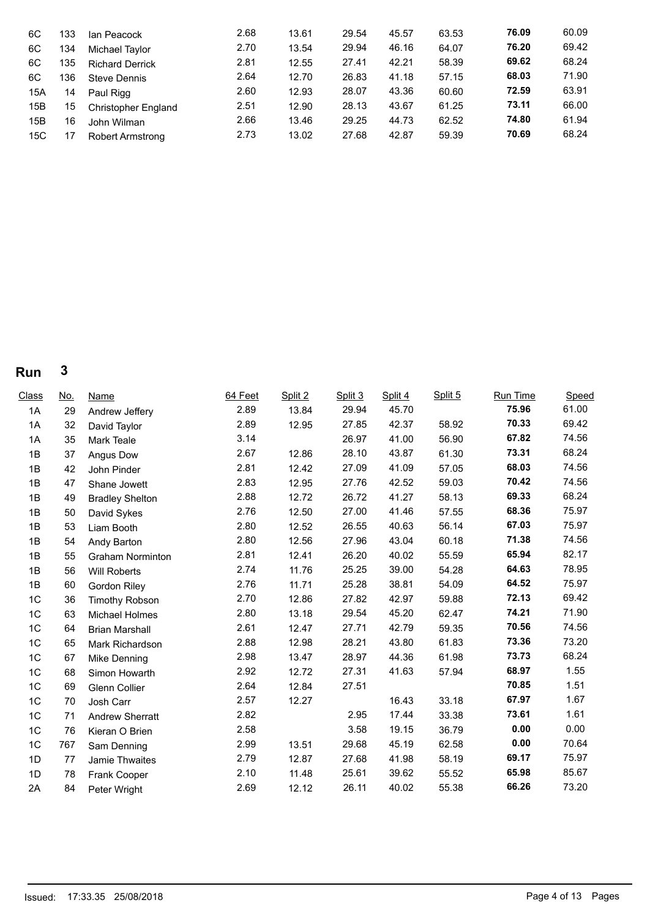| | | | | | | | | | |
|---|---|---|---|---|---|---|---|---|---|
| 6C | 133 | Ian Peacock | 2.68 | 13.61 | 29.54 | 45.57 | 63.53 | **76.09** | 60.09 |
| 6C | 134 | Michael Taylor | 2.70 | 13.54 | 29.94 | 46.16 | 64.07 | **76.20** | 69.42 |
| 6C | 135 | Richard Derrick | 2.81 | 12.55 | 27.41 | 42.21 | 58.39 | **69.62** | 68.24 |
| 6C | 136 | Steve Dennis | 2.64 | 12.70 | 26.83 | 41.18 | 57.15 | **68.03** | 71.90 |
| 15A | 14 | Paul Rigg | 2.60 | 12.93 | 28.07 | 43.36 | 60.60 | **72.59** | 63.91 |
| 15B | 15 | Christopher England | 2.51 | 12.90 | 28.13 | 43.67 | 61.25 | **73.11** | 66.00 |
| 15B | 16 | John Wilman | 2.66 | 13.46 | 29.25 | 44.73 | 62.52 | **74.80** | 61.94 |
| 15C | 17 | Robert Armstrong | 2.73 | 13.02 | 27.68 | 42.87 | 59.39 | **70.69** | 68.24 |

# Run 3

| Class | No. | Name | 64 Feet | Split 2 | Split 3 | Split 4 | Split 5 | Run Time | Speed |
|---|---|---|---|---|---|---|---|---|---|
| 1A | 29 | Andrew Jeffery | 2.89 | 13.84 | 29.94 | 45.70 | | **75.96** | 61.00 |
| 1A | 32 | David Taylor | 2.89 | 12.95 | 27.85 | 42.37 | 58.92 | **70.33** | 69.42 |
| 1A | 35 | Mark Teale | 3.14 | | 26.97 | 41.00 | 56.90 | **67.82** | 74.56 |
| 1B | 37 | Angus Dow | 2.67 | 12.86 | 28.10 | 43.87 | 61.30 | **73.31** | 68.24 |
| 1B | 42 | John Pinder | 2.81 | 12.42 | 27.09 | 41.09 | 57.05 | **68.03** | 74.56 |
| 1B | 47 | Shane Jowett | 2.83 | 12.95 | 27.76 | 42.52 | 59.03 | **70.42** | 74.56 |
| 1B | 49 | Bradley Shelton | 2.88 | 12.72 | 26.72 | 41.27 | 58.13 | **69.33** | 68.24 |
| 1B | 50 | David Sykes | 2.76 | 12.50 | 27.00 | 41.46 | 57.55 | **68.36** | 75.97 |
| 1B | 53 | Liam Booth | 2.80 | 12.52 | 26.55 | 40.63 | 56.14 | **67.03** | 75.97 |
| 1B | 54 | Andy Barton | 2.80 | 12.56 | 27.96 | 43.04 | 60.18 | **71.38** | 74.56 |
| 1B | 55 | Graham Norminton | 2.81 | 12.41 | 26.20 | 40.02 | 55.59 | **65.94** | 82.17 |
| 1B | 56 | Will Roberts | 2.74 | 11.76 | 25.25 | 39.00 | 54.28 | **64.63** | 78.95 |
| 1B | 60 | Gordon Riley | 2.76 | 11.71 | 25.28 | 38.81 | 54.09 | **64.52** | 75.97 |
| 1C | 36 | Timothy Robson | 2.70 | 12.86 | 27.82 | 42.97 | 59.88 | **72.13** | 69.42 |
| 1C | 63 | Michael Holmes | 2.80 | 13.18 | 29.54 | 45.20 | 62.47 | **74.21** | 71.90 |
| 1C | 64 | Brian Marshall | 2.61 | 12.47 | 27.71 | 42.79 | 59.35 | **70.56** | 74.56 |
| 1C | 65 | Mark Richardson | 2.88 | 12.98 | 28.21 | 43.80 | 61.83 | **73.36** | 73.20 |
| 1C | 67 | Mike Denning | 2.98 | 13.47 | 28.97 | 44.36 | 61.98 | **73.73** | 68.24 |
| 1C | 68 | Simon Howarth | 2.92 | 12.72 | 27.31 | 41.63 | 57.94 | **68.97** | 1.55 |
| 1C | 69 | Glenn Collier | 2.64 | 12.84 | 27.51 | | | **70.85** | 1.51 |
| 1C | 70 | Josh Carr | 2.57 | 12.27 | | 16.43 | 33.18 | **67.97** | 1.67 |
| 1C | 71 | Andrew Sherratt | 2.82 | | 2.95 | 17.44 | 33.38 | **73.61** | 1.61 |
| 1C | 76 | Kieran O Brien | 2.58 | | 3.58 | 19.15 | 36.79 | **0.00** | 0.00 |
| 1C | 767 | Sam Denning | 2.99 | 13.51 | 29.68 | 45.19 | 62.58 | **0.00** | 70.64 |
| 1D | 77 | Jamie Thwaites | 2.79 | 12.87 | 27.68 | 41.98 | 58.19 | **69.17** | 75.97 |
| 1D | 78 | Frank Cooper | 2.10 | 11.48 | 25.61 | 39.62 | 55.52 | **65.98** | 85.67 |
| 2A | 84 | Peter Wright | 2.69 | 12.12 | 26.11 | 40.02 | 55.38 | **66.26** | 73.20 |

Issued: 17:33.35 25/08/2018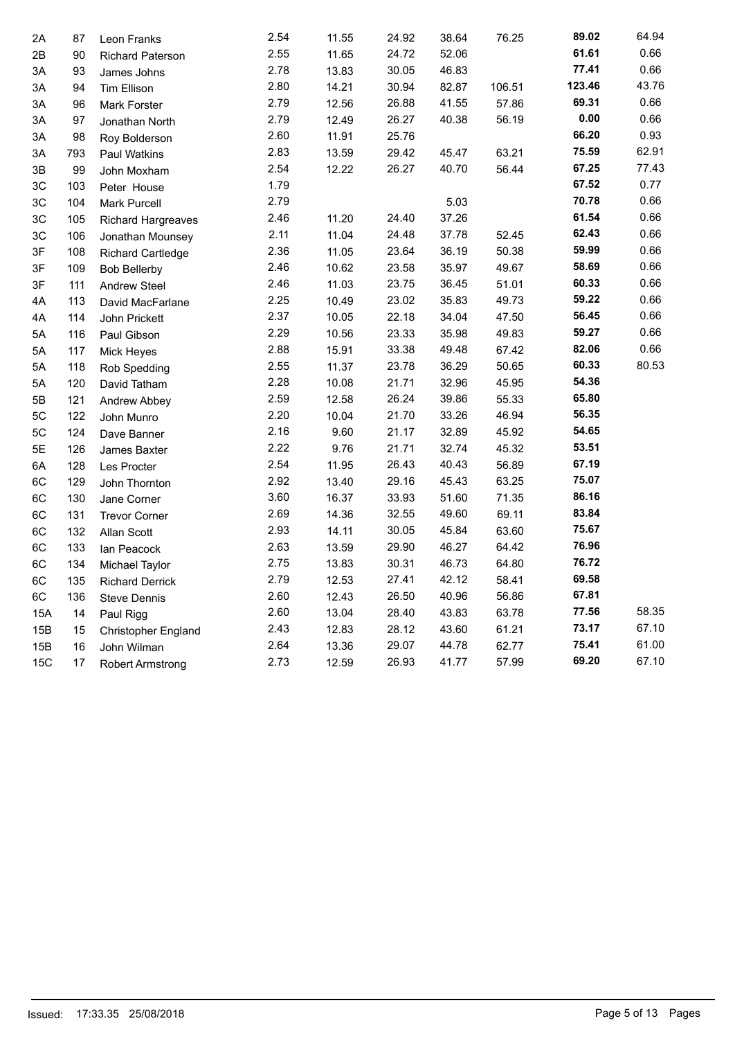| | | | | | | | | | |
|---|---|---|---|---|---|---|---|---|---|
| 2A | 87 | Leon Franks | 2.54 | 11.55 | 24.92 | 38.64 | 76.25 | **89.02** | 64.94 |
| 2B | 90 | Richard Paterson | 2.55 | 11.65 | 24.72 | 52.06 | | **61.61** | 0.66 |
| 3A | 93 | James Johns | 2.78 | 13.83 | 30.05 | 46.83 | | **77.41** | 0.66 |
| 3A | 94 | Tim Ellison | 2.80 | 14.21 | 30.94 | 82.87 | 106.51 | **123.46** | 43.76 |
| 3A | 96 | Mark Forster | 2.79 | 12.56 | 26.88 | 41.55 | 57.86 | **69.31** | 0.66 |
| 3A | 97 | Jonathan North | 2.79 | 12.49 | 26.27 | 40.38 | 56.19 | **0.00** | 0.66 |
| 3A | 98 | Roy Bolderson | 2.60 | 11.91 | 25.76 | | | **66.20** | 0.93 |
| 3A | 793 | Paul Watkins | 2.83 | 13.59 | 29.42 | 45.47 | 63.21 | **75.59** | 62.91 |
| 3B | 99 | John Moxham | 2.54 | 12.22 | 26.27 | 40.70 | 56.44 | **67.25** | 77.43 |
| 3C | 103 | Peter House | 1.79 | | | | | **67.52** | 0.77 |
| 3C | 104 | Mark Purcell | 2.79 | | | 5.03 | | **70.78** | 0.66 |
| 3C | 105 | Richard Hargreaves | 2.46 | 11.20 | 24.40 | 37.26 | | **61.54** | 0.66 |
| 3C | 106 | Jonathan Mounsey | 2.11 | 11.04 | 24.48 | 37.78 | 52.45 | **62.43** | 0.66 |
| 3F | 108 | Richard Cartledge | 2.36 | 11.05 | 23.64 | 36.19 | 50.38 | **59.99** | 0.66 |
| 3F | 109 | Bob Bellerby | 2.46 | 10.62 | 23.58 | 35.97 | 49.67 | **58.69** | 0.66 |
| 3F | 111 | Andrew Steel | 2.46 | 11.03 | 23.75 | 36.45 | 51.01 | **60.33** | 0.66 |
| 4A | 113 | David MacFarlane | 2.25 | 10.49 | 23.02 | 35.83 | 49.73 | **59.22** | 0.66 |
| 4A | 114 | John Prickett | 2.37 | 10.05 | 22.18 | 34.04 | 47.50 | **56.45** | 0.66 |
| 5A | 116 | Paul Gibson | 2.29 | 10.56 | 23.33 | 35.98 | 49.83 | **59.27** | 0.66 |
| 5A | 117 | Mick Heyes | 2.88 | 15.91 | 33.38 | 49.48 | 67.42 | **82.06** | 0.66 |
| 5A | 118 | Rob Spedding | 2.55 | 11.37 | 23.78 | 36.29 | 50.65 | **60.33** | 80.53 |
| 5A | 120 | David Tatham | 2.28 | 10.08 | 21.71 | 32.96 | 45.95 | **54.36** | |
| 5B | 121 | Andrew Abbey | 2.59 | 12.58 | 26.24 | 39.86 | 55.33 | **65.80** | |
| 5C | 122 | John Munro | 2.20 | 10.04 | 21.70 | 33.26 | 46.94 | **56.35** | |
| 5C | 124 | Dave Banner | 2.16 | 9.60 | 21.17 | 32.89 | 45.92 | **54.65** | |
| 5E | 126 | James Baxter | 2.22 | 9.76 | 21.71 | 32.74 | 45.32 | **53.51** | |
| 6A | 128 | Les Procter | 2.54 | 11.95 | 26.43 | 40.43 | 56.89 | **67.19** | |
| 6C | 129 | John Thornton | 2.92 | 13.40 | 29.16 | 45.43 | 63.25 | **75.07** | |
| 6C | 130 | Jane Corner | 3.60 | 16.37 | 33.93 | 51.60 | 71.35 | **86.16** | |
| 6C | 131 | Trevor Corner | 2.69 | 14.36 | 32.55 | 49.60 | 69.11 | **83.84** | |
| 6C | 132 | Allan Scott | 2.93 | 14.11 | 30.05 | 45.84 | 63.60 | **75.67** | |
| 6C | 133 | Ian Peacock | 2.63 | 13.59 | 29.90 | 46.27 | 64.42 | **76.96** | |
| 6C | 134 | Michael Taylor | 2.75 | 13.83 | 30.31 | 46.73 | 64.80 | **76.72** | |
| 6C | 135 | Richard Derrick | 2.79 | 12.53 | 27.41 | 42.12 | 58.41 | **69.58** | |
| 6C | 136 | Steve Dennis | 2.60 | 12.43 | 26.50 | 40.96 | 56.86 | **67.81** | |
| 15A | 14 | Paul Rigg | 2.60 | 13.04 | 28.40 | 43.83 | 63.78 | **77.56** | 58.35 |
| 15B | 15 | Christopher England | 2.43 | 12.83 | 28.12 | 43.60 | 61.21 | **73.17** | 67.10 |
| 15B | 16 | John Wilman | 2.64 | 13.36 | 29.07 | 44.78 | 62.77 | **75.41** | 61.00 |
| 15C | 17 | Robert Armstrong | 2.73 | 12.59 | 26.93 | 41.77 | 57.99 | **69.20** | 67.10 |

Issued: 17:33.35 25/08/2018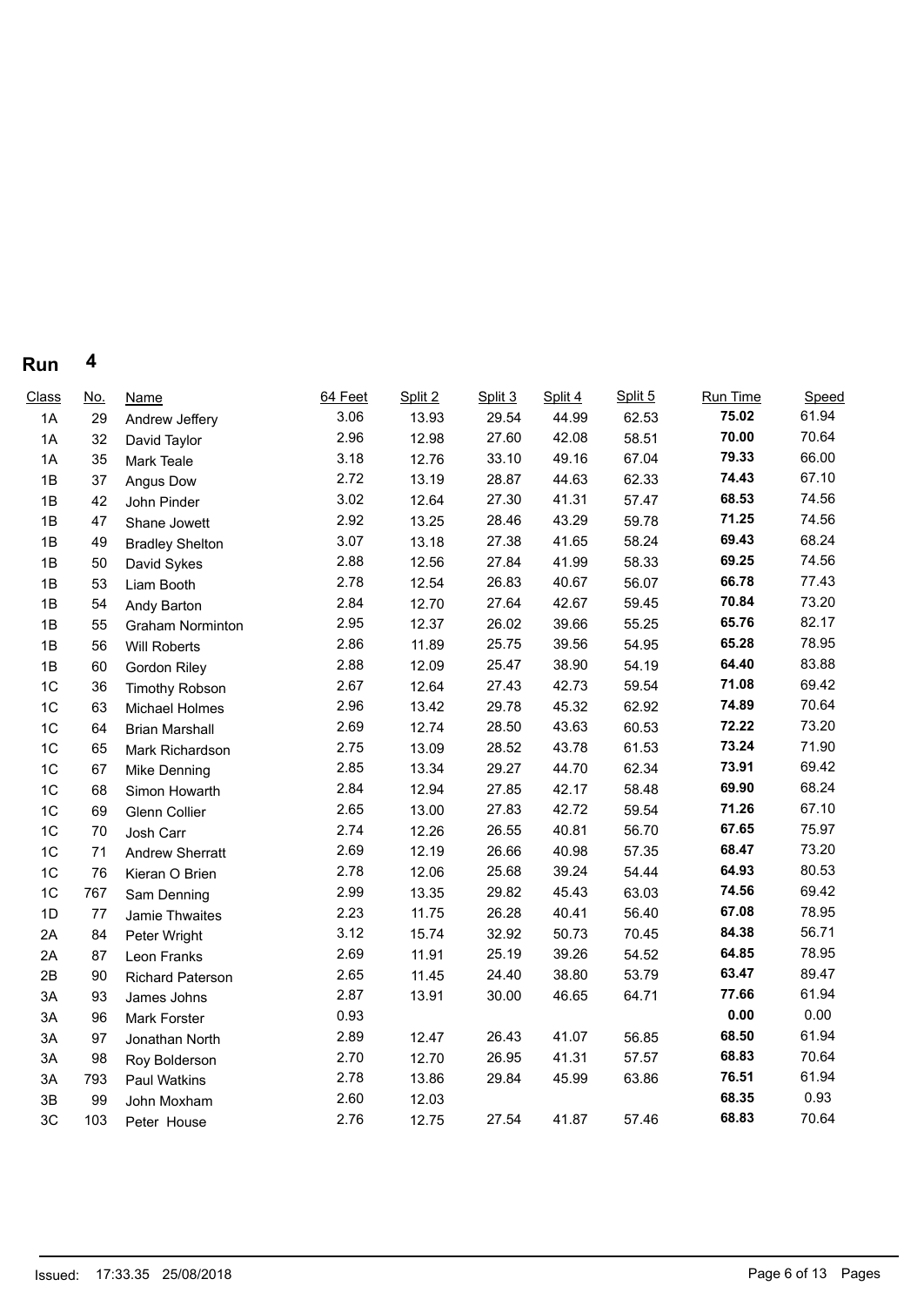## Run 4

| Class | No. | Name | 64 Feet | Split 2 | Split 3 | Split 4 | Split 5 | Run Time | Speed |
|---|---|---|---|---|---|---|---|---|---|
| 1A | 29 | Andrew Jeffery | 3.06 | 13.93 | 29.54 | 44.99 | 62.53 | **75.02** | 61.94 |
| 1A | 32 | David Taylor | 2.96 | 12.98 | 27.60 | 42.08 | 58.51 | **70.00** | 70.64 |
| 1A | 35 | Mark Teale | 3.18 | 12.76 | 33.10 | 49.16 | 67.04 | **79.33** | 66.00 |
| 1B | 37 | Angus Dow | 2.72 | 13.19 | 28.87 | 44.63 | 62.33 | **74.43** | 67.10 |
| 1B | 42 | John Pinder | 3.02 | 12.64 | 27.30 | 41.31 | 57.47 | **68.53** | 74.56 |
| 1B | 47 | Shane Jowett | 2.92 | 13.25 | 28.46 | 43.29 | 59.78 | **71.25** | 74.56 |
| 1B | 49 | Bradley Shelton | 3.07 | 13.18 | 27.38 | 41.65 | 58.24 | **69.43** | 68.24 |
| 1B | 50 | David Sykes | 2.88 | 12.56 | 27.84 | 41.99 | 58.33 | **69.25** | 74.56 |
| 1B | 53 | Liam Booth | 2.78 | 12.54 | 26.83 | 40.67 | 56.07 | **66.78** | 77.43 |
| 1B | 54 | Andy Barton | 2.84 | 12.70 | 27.64 | 42.67 | 59.45 | **70.84** | 73.20 |
| 1B | 55 | Graham Norminton | 2.95 | 12.37 | 26.02 | 39.66 | 55.25 | **65.76** | 82.17 |
| 1B | 56 | Will Roberts | 2.86 | 11.89 | 25.75 | 39.56 | 54.95 | **65.28** | 78.95 |
| 1B | 60 | Gordon Riley | 2.88 | 12.09 | 25.47 | 38.90 | 54.19 | **64.40** | 83.88 |
| 1C | 36 | Timothy Robson | 2.67 | 12.64 | 27.43 | 42.73 | 59.54 | **71.08** | 69.42 |
| 1C | 63 | Michael Holmes | 2.96 | 13.42 | 29.78 | 45.32 | 62.92 | **74.89** | 70.64 |
| 1C | 64 | Brian Marshall | 2.69 | 12.74 | 28.50 | 43.63 | 60.53 | **72.22** | 73.20 |
| 1C | 65 | Mark Richardson | 2.75 | 13.09 | 28.52 | 43.78 | 61.53 | **73.24** | 71.90 |
| 1C | 67 | Mike Denning | 2.85 | 13.34 | 29.27 | 44.70 | 62.34 | **73.91** | 69.42 |
| 1C | 68 | Simon Howarth | 2.84 | 12.94 | 27.85 | 42.17 | 58.48 | **69.90** | 68.24 |
| 1C | 69 | Glenn Collier | 2.65 | 13.00 | 27.83 | 42.72 | 59.54 | **71.26** | 67.10 |
| 1C | 70 | Josh Carr | 2.74 | 12.26 | 26.55 | 40.81 | 56.70 | **67.65** | 75.97 |
| 1C | 71 | Andrew Sherratt | 2.69 | 12.19 | 26.66 | 40.98 | 57.35 | **68.47** | 73.20 |
| 1C | 76 | Kieran O Brien | 2.78 | 12.06 | 25.68 | 39.24 | 54.44 | **64.93** | 80.53 |
| 1C | 767 | Sam Denning | 2.99 | 13.35 | 29.82 | 45.43 | 63.03 | **74.56** | 69.42 |
| 1D | 77 | Jamie Thwaites | 2.23 | 11.75 | 26.28 | 40.41 | 56.40 | **67.08** | 78.95 |
| 2A | 84 | Peter Wright | 3.12 | 15.74 | 32.92 | 50.73 | 70.45 | **84.38** | 56.71 |
| 2A | 87 | Leon Franks | 2.69 | 11.91 | 25.19 | 39.26 | 54.52 | **64.85** | 78.95 |
| 2B | 90 | Richard Paterson | 2.65 | 11.45 | 24.40 | 38.80 | 53.79 | **63.47** | 89.47 |
| 3A | 93 | James Johns | 2.87 | 13.91 | 30.00 | 46.65 | 64.71 | **77.66** | 61.94 |
| 3A | 96 | Mark Forster | 0.93 | | | | | **0.00** | 0.00 |
| 3A | 97 | Jonathan North | 2.89 | 12.47 | 26.43 | 41.07 | 56.85 | **68.50** | 61.94 |
| 3A | 98 | Roy Bolderson | 2.70 | 12.70 | 26.95 | 41.31 | 57.57 | **68.83** | 70.64 |
| 3A | 793 | Paul Watkins | 2.78 | 13.86 | 29.84 | 45.99 | 63.86 | **76.51** | 61.94 |
| 3B | 99 | John Moxham | 2.60 | 12.03 | | | | **68.35** | 0.93 |
| 3C | 103 | Peter House | 2.76 | 12.75 | 27.54 | 41.87 | 57.46 | **68.83** | 70.64 |

Issued: 17:33.35 25/08/2018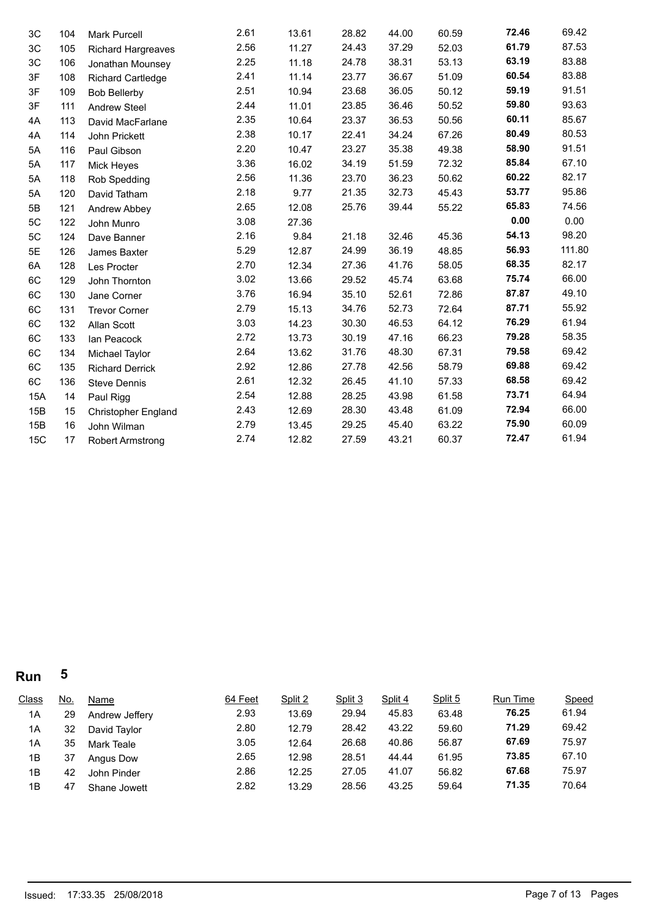| Class | No. | Name | 64 Feet | Split 2 | Split 3 | Split 4 | Split 5 | Run Time | Speed |
|---|---|---|---|---|---|---|---|---|---|
| 3C | 104 | Mark Purcell | 2.61 | 13.61 | 28.82 | 44.00 | 60.59 | **72.46** | 69.42 |
| 3C | 105 | Richard Hargreaves | 2.56 | 11.27 | 24.43 | 37.29 | 52.03 | **61.79** | 87.53 |
| 3C | 106 | Jonathan Mounsey | 2.25 | 11.18 | 24.78 | 38.31 | 53.13 | **63.19** | 83.88 |
| 3F | 108 | Richard Cartledge | 2.41 | 11.14 | 23.77 | 36.67 | 51.09 | **60.54** | 83.88 |
| 3F | 109 | Bob Bellerby | 2.51 | 10.94 | 23.68 | 36.05 | 50.12 | **59.19** | 91.51 |
| 3F | 111 | Andrew Steel | 2.44 | 11.01 | 23.85 | 36.46 | 50.52 | **59.80** | 93.63 |
| 4A | 113 | David MacFarlane | 2.35 | 10.64 | 23.37 | 36.53 | 50.56 | **60.11** | 85.67 |
| 4A | 114 | John Prickett | 2.38 | 10.17 | 22.41 | 34.24 | 67.26 | **80.49** | 80.53 |
| 5A | 116 | Paul Gibson | 2.20 | 10.47 | 23.27 | 35.38 | 49.38 | **58.90** | 91.51 |
| 5A | 117 | Mick Heyes | 3.36 | 16.02 | 34.19 | 51.59 | 72.32 | **85.84** | 67.10 |
| 5A | 118 | Rob Spedding | 2.56 | 11.36 | 23.70 | 36.23 | 50.62 | **60.22** | 82.17 |
| 5A | 120 | David Tatham | 2.18 | 9.77 | 21.35 | 32.73 | 45.43 | **53.77** | 95.86 |
| 5B | 121 | Andrew Abbey | 2.65 | 12.08 | 25.76 | 39.44 | 55.22 | **65.83** | 74.56 |
| 5C | 122 | John Munro | 3.08 | 27.36 | | | | **0.00** | 0.00 |
| 5C | 124 | Dave Banner | 2.16 | 9.84 | 21.18 | 32.46 | 45.36 | **54.13** | 98.20 |
| 5E | 126 | James Baxter | 5.29 | 12.87 | 24.99 | 36.19 | 48.85 | **56.93** | 111.80 |
| 6A | 128 | Les Procter | 2.70 | 12.34 | 27.36 | 41.76 | 58.05 | **68.35** | 82.17 |
| 6C | 129 | John Thornton | 3.02 | 13.66 | 29.52 | 45.74 | 63.68 | **75.74** | 66.00 |
| 6C | 130 | Jane Corner | 3.76 | 16.94 | 35.10 | 52.61 | 72.86 | **87.87** | 49.10 |
| 6C | 131 | Trevor Corner | 2.79 | 15.13 | 34.76 | 52.73 | 72.64 | **87.71** | 55.92 |
| 6C | 132 | Allan Scott | 3.03 | 14.23 | 30.30 | 46.53 | 64.12 | **76.29** | 61.94 |
| 6C | 133 | Ian Peacock | 2.72 | 13.73 | 30.19 | 47.16 | 66.23 | **79.28** | 58.35 |
| 6C | 134 | Michael Taylor | 2.64 | 13.62 | 31.76 | 48.30 | 67.31 | **79.58** | 69.42 |
| 6C | 135 | Richard Derrick | 2.92 | 12.86 | 27.78 | 42.56 | 58.79 | **69.88** | 69.42 |
| 6C | 136 | Steve Dennis | 2.61 | 12.32 | 26.45 | 41.10 | 57.33 | **68.58** | 69.42 |
| 15A | 14 | Paul Rigg | 2.54 | 12.88 | 28.25 | 43.98 | 61.58 | **73.71** | 64.94 |
| 15B | 15 | Christopher England | 2.43 | 12.69 | 28.30 | 43.48 | 61.09 | **72.94** | 66.00 |
| 15B | 16 | John Wilman | 2.79 | 13.45 | 29.25 | 45.40 | 63.22 | **75.90** | 60.09 |
| 15C | 17 | Robert Armstrong | 2.74 | 12.82 | 27.59 | 43.21 | 60.37 | **72.47** | 61.94 |

## Run 5

| Class | No. | Name | 64 Feet | Split 2 | Split 3 | Split 4 | Split 5 | Run Time | Speed |
|---|---|---|---|---|---|---|---|---|---|
| 1A | 29 | Andrew Jeffery | 2.93 | 13.69 | 29.94 | 45.83 | 63.48 | **76.25** | 61.94 |
| 1A | 32 | David Taylor | 2.80 | 12.79 | 28.42 | 43.22 | 59.60 | **71.29** | 69.42 |
| 1A | 35 | Mark Teale | 3.05 | 12.64 | 26.68 | 40.86 | 56.87 | **67.69** | 75.97 |
| 1B | 37 | Angus Dow | 2.65 | 12.98 | 28.51 | 44.44 | 61.95 | **73.85** | 67.10 |
| 1B | 42 | John Pinder | 2.86 | 12.25 | 27.05 | 41.07 | 56.82 | **67.68** | 75.97 |
| 1B | 47 | Shane Jowett | 2.82 | 13.29 | 28.56 | 43.25 | 59.64 | **71.35** | 70.64 |

Issued: 17:33.35 25/08/2018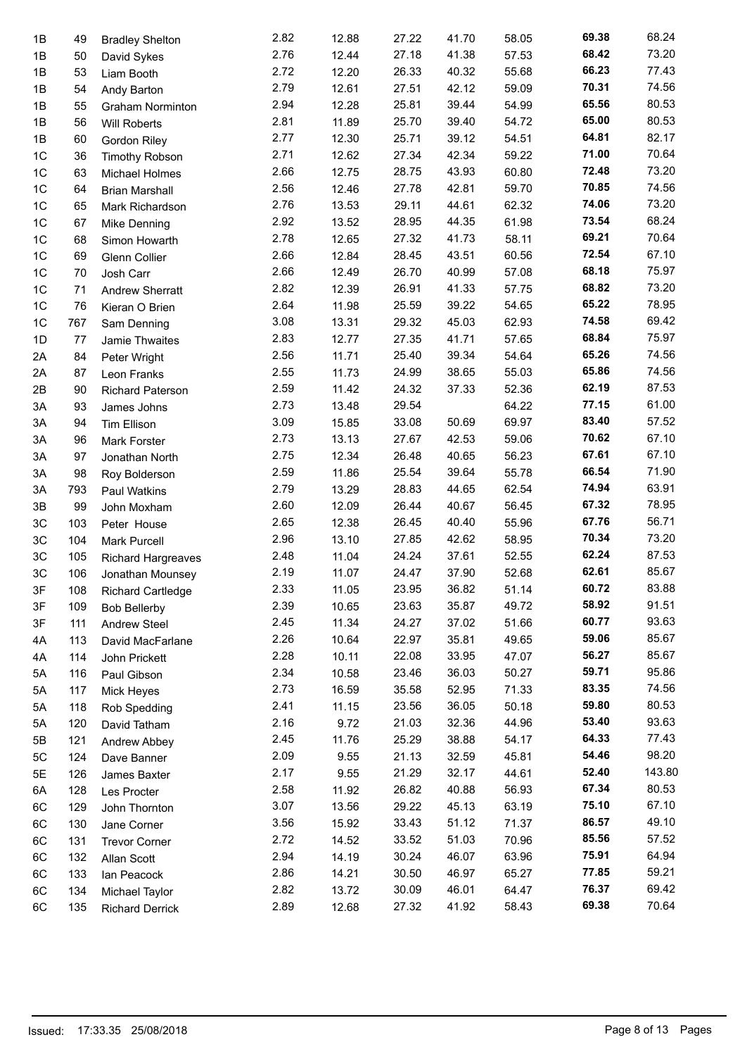| | | | | | | | | | |
|---|---|---|---|---|---|---|---|---|---|
| 1B | 49 | Bradley Shelton | 2.82 | 12.88 | 27.22 | 41.70 | 58.05 | **69.38** | 68.24 |
| 1B | 50 | David Sykes | 2.76 | 12.44 | 27.18 | 41.38 | 57.53 | **68.42** | 73.20 |
| 1B | 53 | Liam Booth | 2.72 | 12.20 | 26.33 | 40.32 | 55.68 | **66.23** | 77.43 |
| 1B | 54 | Andy Barton | 2.79 | 12.61 | 27.51 | 42.12 | 59.09 | **70.31** | 74.56 |
| 1B | 55 | Graham Norminton | 2.94 | 12.28 | 25.81 | 39.44 | 54.99 | **65.56** | 80.53 |
| 1B | 56 | Will Roberts | 2.81 | 11.89 | 25.70 | 39.40 | 54.72 | **65.00** | 80.53 |
| 1B | 60 | Gordon Riley | 2.77 | 12.30 | 25.71 | 39.12 | 54.51 | **64.81** | 82.17 |
| 1C | 36 | Timothy Robson | 2.71 | 12.62 | 27.34 | 42.34 | 59.22 | **71.00** | 70.64 |
| 1C | 63 | Michael Holmes | 2.66 | 12.75 | 28.75 | 43.93 | 60.80 | **72.48** | 73.20 |
| 1C | 64 | Brian Marshall | 2.56 | 12.46 | 27.78 | 42.81 | 59.70 | **70.85** | 74.56 |
| 1C | 65 | Mark Richardson | 2.76 | 13.53 | 29.11 | 44.61 | 62.32 | **74.06** | 73.20 |
| 1C | 67 | Mike Denning | 2.92 | 13.52 | 28.95 | 44.35 | 61.98 | **73.54** | 68.24 |
| 1C | 68 | Simon Howarth | 2.78 | 12.65 | 27.32 | 41.73 | 58.11 | **69.21** | 70.64 |
| 1C | 69 | Glenn Collier | 2.66 | 12.84 | 28.45 | 43.51 | 60.56 | **72.54** | 67.10 |
| 1C | 70 | Josh Carr | 2.66 | 12.49 | 26.70 | 40.99 | 57.08 | **68.18** | 75.97 |
| 1C | 71 | Andrew Sherratt | 2.82 | 12.39 | 26.91 | 41.33 | 57.75 | **68.82** | 73.20 |
| 1C | 76 | Kieran O Brien | 2.64 | 11.98 | 25.59 | 39.22 | 54.65 | **65.22** | 78.95 |
| 1C | 767 | Sam Denning | 3.08 | 13.31 | 29.32 | 45.03 | 62.93 | **74.58** | 69.42 |
| 1D | 77 | Jamie Thwaites | 2.83 | 12.77 | 27.35 | 41.71 | 57.65 | **68.84** | 75.97 |
| 2A | 84 | Peter Wright | 2.56 | 11.71 | 25.40 | 39.34 | 54.64 | **65.26** | 74.56 |
| 2A | 87 | Leon Franks | 2.55 | 11.73 | 24.99 | 38.65 | 55.03 | **65.86** | 74.56 |
| 2B | 90 | Richard Paterson | 2.59 | 11.42 | 24.32 | 37.33 | 52.36 | **62.19** | 87.53 |
| 3A | 93 | James Johns | 2.73 | 13.48 | 29.54 | | 64.22 | **77.15** | 61.00 |
| 3A | 94 | Tim Ellison | 3.09 | 15.85 | 33.08 | 50.69 | 69.97 | **83.40** | 57.52 |
| 3A | 96 | Mark Forster | 2.73 | 13.13 | 27.67 | 42.53 | 59.06 | **70.62** | 67.10 |
| 3A | 97 | Jonathan North | 2.75 | 12.34 | 26.48 | 40.65 | 56.23 | **67.61** | 67.10 |
| 3A | 98 | Roy Bolderson | 2.59 | 11.86 | 25.54 | 39.64 | 55.78 | **66.54** | 71.90 |
| 3A | 793 | Paul Watkins | 2.79 | 13.29 | 28.83 | 44.65 | 62.54 | **74.94** | 63.91 |
| 3B | 99 | John Moxham | 2.60 | 12.09 | 26.44 | 40.67 | 56.45 | **67.32** | 78.95 |
| 3C | 103 | Peter House | 2.65 | 12.38 | 26.45 | 40.40 | 55.96 | **67.76** | 56.71 |
| 3C | 104 | Mark Purcell | 2.96 | 13.10 | 27.85 | 42.62 | 58.95 | **70.34** | 73.20 |
| 3C | 105 | Richard Hargreaves | 2.48 | 11.04 | 24.24 | 37.61 | 52.55 | **62.24** | 87.53 |
| 3C | 106 | Jonathan Mounsey | 2.19 | 11.07 | 24.47 | 37.90 | 52.68 | **62.61** | 85.67 |
| 3F | 108 | Richard Cartledge | 2.33 | 11.05 | 23.95 | 36.82 | 51.14 | **60.72** | 83.88 |
| 3F | 109 | Bob Bellerby | 2.39 | 10.65 | 23.63 | 35.87 | 49.72 | **58.92** | 91.51 |
| 3F | 111 | Andrew Steel | 2.45 | 11.34 | 24.27 | 37.02 | 51.66 | **60.77** | 93.63 |
| 4A | 113 | David MacFarlane | 2.26 | 10.64 | 22.97 | 35.81 | 49.65 | **59.06** | 85.67 |
| 4A | 114 | John Prickett | 2.28 | 10.11 | 22.08 | 33.95 | 47.07 | **56.27** | 85.67 |
| 5A | 116 | Paul Gibson | 2.34 | 10.58 | 23.46 | 36.03 | 50.27 | **59.71** | 95.86 |
| 5A | 117 | Mick Heyes | 2.73 | 16.59 | 35.58 | 52.95 | 71.33 | **83.35** | 74.56 |
| 5A | 118 | Rob Spedding | 2.41 | 11.15 | 23.56 | 36.05 | 50.18 | **59.80** | 80.53 |
| 5A | 120 | David Tatham | 2.16 | 9.72 | 21.03 | 32.36 | 44.96 | **53.40** | 93.63 |
| 5B | 121 | Andrew Abbey | 2.45 | 11.76 | 25.29 | 38.88 | 54.17 | **64.33** | 77.43 |
| 5C | 124 | Dave Banner | 2.09 | 9.55 | 21.13 | 32.59 | 45.81 | **54.46** | 98.20 |
| 5E | 126 | James Baxter | 2.17 | 9.55 | 21.29 | 32.17 | 44.61 | **52.40** | 143.80 |
| 6A | 128 | Les Procter | 2.58 | 11.92 | 26.82 | 40.88 | 56.93 | **67.34** | 80.53 |
| 6C | 129 | John Thornton | 3.07 | 13.56 | 29.22 | 45.13 | 63.19 | **75.10** | 67.10 |
| 6C | 130 | Jane Corner | 3.56 | 15.92 | 33.43 | 51.12 | 71.37 | **86.57** | 49.10 |
| 6C | 131 | Trevor Corner | 2.72 | 14.52 | 33.52 | 51.03 | 70.96 | **85.56** | 57.52 |
| 6C | 132 | Allan Scott | 2.94 | 14.19 | 30.24 | 46.07 | 63.96 | **75.91** | 64.94 |
| 6C | 133 | Ian Peacock | 2.86 | 14.21 | 30.50 | 46.97 | 65.27 | **77.85** | 59.21 |
| 6C | 134 | Michael Taylor | 2.82 | 13.72 | 30.09 | 46.01 | 64.47 | **76.37** | 69.42 |
| 6C | 135 | Richard Derrick | 2.89 | 12.68 | 27.32 | 41.92 | 58.43 | **69.38** | 70.64 |

Issued: 17:33.35 25/08/2018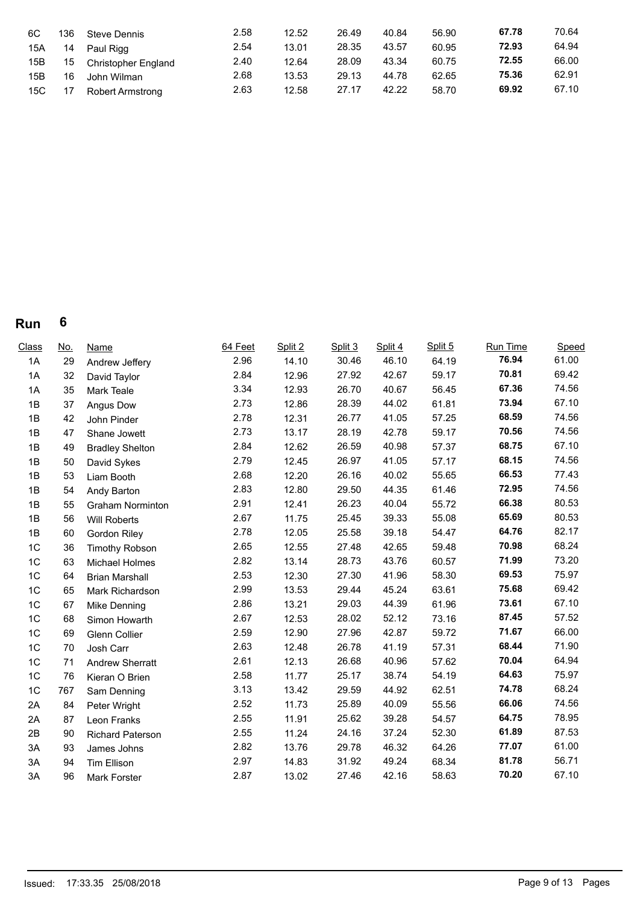| Class | No. | Name | 64 Feet | Split 2 | Split 3 | Split 4 | Split 5 | Run Time | Speed |
|---|---|---|---|---|---|---|---|---|---|
| 6C | 136 | Steve Dennis | 2.58 | 12.52 | 26.49 | 40.84 | 56.90 | **67.78** | 70.64 |
| 15A | 14 | Paul Rigg | 2.54 | 13.01 | 28.35 | 43.57 | 60.95 | **72.93** | 64.94 |
| 15B | 15 | Christopher England | 2.40 | 12.64 | 28.09 | 43.34 | 60.75 | **72.55** | 66.00 |
| 15B | 16 | John Wilman | 2.68 | 13.53 | 29.13 | 44.78 | 62.65 | **75.36** | 62.91 |
| 15C | 17 | Robert Armstrong | 2.63 | 12.58 | 27.17 | 42.22 | 58.70 | **69.92** | 67.10 |

# Run 6

| Class | No. | Name | 64 Feet | Split 2 | Split 3 | Split 4 | Split 5 | Run Time | Speed |
|---|---|---|---|---|---|---|---|---|---|
| 1A | 29 | Andrew Jeffery | 2.96 | 14.10 | 30.46 | 46.10 | 64.19 | **76.94** | 61.00 |
| 1A | 32 | David Taylor | 2.84 | 12.96 | 27.92 | 42.67 | 59.17 | **70.81** | 69.42 |
| 1A | 35 | Mark Teale | 3.34 | 12.93 | 26.70 | 40.67 | 56.45 | **67.36** | 74.56 |
| 1B | 37 | Angus Dow | 2.73 | 12.86 | 28.39 | 44.02 | 61.81 | **73.94** | 67.10 |
| 1B | 42 | John Pinder | 2.78 | 12.31 | 26.77 | 41.05 | 57.25 | **68.59** | 74.56 |
| 1B | 47 | Shane Jowett | 2.73 | 13.17 | 28.19 | 42.78 | 59.17 | **70.56** | 74.56 |
| 1B | 49 | Bradley Shelton | 2.84 | 12.62 | 26.59 | 40.98 | 57.37 | **68.75** | 67.10 |
| 1B | 50 | David Sykes | 2.79 | 12.45 | 26.97 | 41.05 | 57.17 | **68.15** | 74.56 |
| 1B | 53 | Liam Booth | 2.68 | 12.20 | 26.16 | 40.02 | 55.65 | **66.53** | 77.43 |
| 1B | 54 | Andy Barton | 2.83 | 12.80 | 29.50 | 44.35 | 61.46 | **72.95** | 74.56 |
| 1B | 55 | Graham Norminton | 2.91 | 12.41 | 26.23 | 40.04 | 55.72 | **66.38** | 80.53 |
| 1B | 56 | Will Roberts | 2.67 | 11.75 | 25.45 | 39.33 | 55.08 | **65.69** | 80.53 |
| 1B | 60 | Gordon Riley | 2.78 | 12.05 | 25.58 | 39.18 | 54.47 | **64.76** | 82.17 |
| 1C | 36 | Timothy Robson | 2.65 | 12.55 | 27.48 | 42.65 | 59.48 | **70.98** | 68.24 |
| 1C | 63 | Michael Holmes | 2.82 | 13.14 | 28.73 | 43.76 | 60.57 | **71.99** | 73.20 |
| 1C | 64 | Brian Marshall | 2.53 | 12.30 | 27.30 | 41.96 | 58.30 | **69.53** | 75.97 |
| 1C | 65 | Mark Richardson | 2.99 | 13.53 | 29.44 | 45.24 | 63.61 | **75.68** | 69.42 |
| 1C | 67 | Mike Denning | 2.86 | 13.21 | 29.03 | 44.39 | 61.96 | **73.61** | 67.10 |
| 1C | 68 | Simon Howarth | 2.67 | 12.53 | 28.02 | 52.12 | 73.16 | **87.45** | 57.52 |
| 1C | 69 | Glenn Collier | 2.59 | 12.90 | 27.96 | 42.87 | 59.72 | **71.67** | 66.00 |
| 1C | 70 | Josh Carr | 2.63 | 12.48 | 26.78 | 41.19 | 57.31 | **68.44** | 71.90 |
| 1C | 71 | Andrew Sherratt | 2.61 | 12.13 | 26.68 | 40.96 | 57.62 | **70.04** | 64.94 |
| 1C | 76 | Kieran O Brien | 2.58 | 11.77 | 25.17 | 38.74 | 54.19 | **64.63** | 75.97 |
| 1C | 767 | Sam Denning | 3.13 | 13.42 | 29.59 | 44.92 | 62.51 | **74.78** | 68.24 |
| 2A | 84 | Peter Wright | 2.52 | 11.73 | 25.89 | 40.09 | 55.56 | **66.06** | 74.56 |
| 2A | 87 | Leon Franks | 2.55 | 11.91 | 25.62 | 39.28 | 54.57 | **64.75** | 78.95 |
| 2B | 90 | Richard Paterson | 2.55 | 11.24 | 24.16 | 37.24 | 52.30 | **61.89** | 87.53 |
| 3A | 93 | James Johns | 2.82 | 13.76 | 29.78 | 46.32 | 64.26 | **77.07** | 61.00 |
| 3A | 94 | Tim Ellison | 2.97 | 14.83 | 31.92 | 49.24 | 68.34 | **81.78** | 56.71 |
| 3A | 96 | Mark Forster | 2.87 | 13.02 | 27.46 | 42.16 | 58.63 | **70.20** | 67.10 |

Issued: 17:33.35 25/08/2018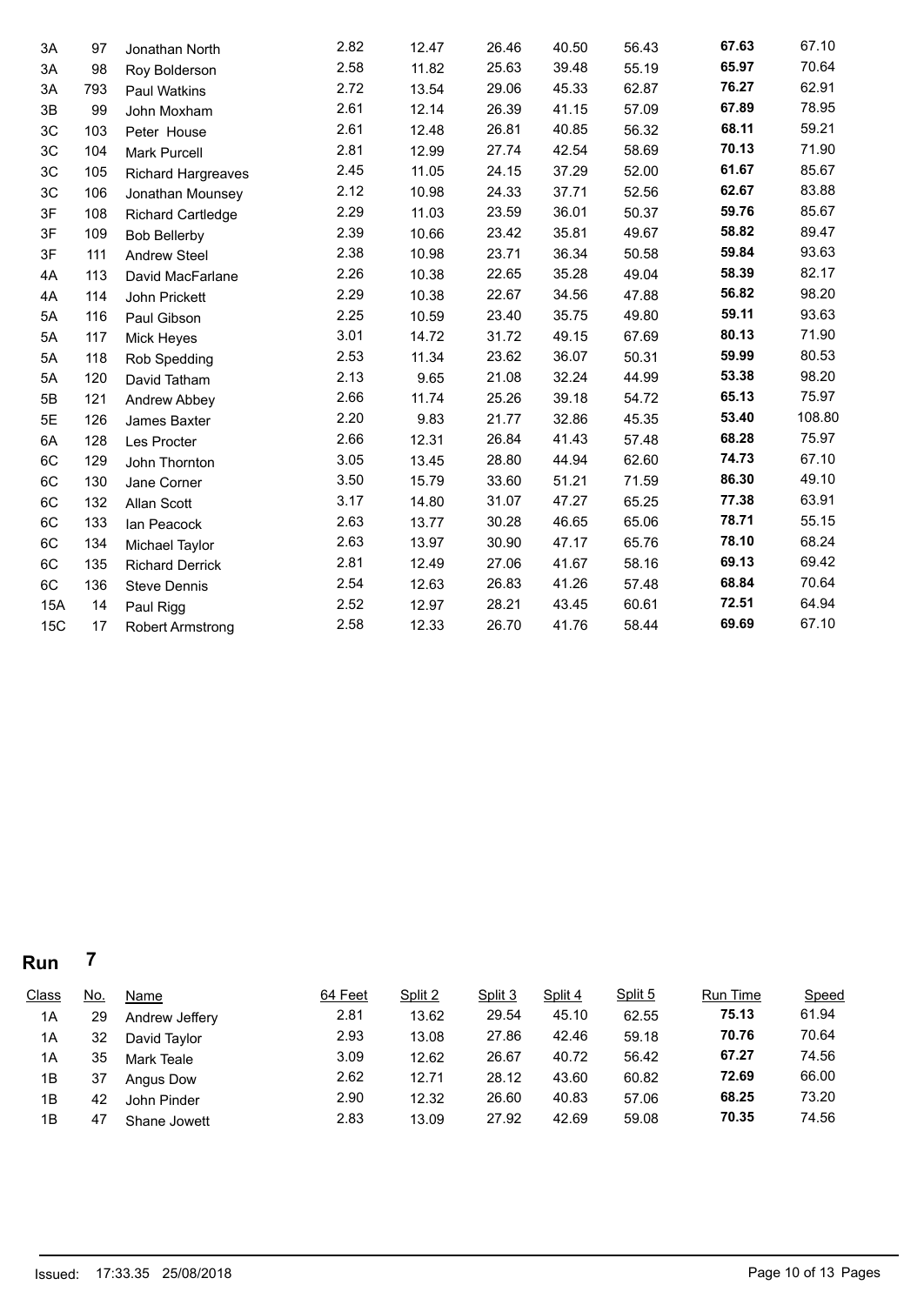| Class | No. | Name | 64 Feet | Split 2 | Split 3 | Split 4 | Split 5 | Run Time | Speed |
|---|---|---|---|---|---|---|---|---|---|
| 3A | 97 | Jonathan North | 2.82 | 12.47 | 26.46 | 40.50 | 56.43 | **67.63** | 67.10 |
| 3A | 98 | Roy Bolderson | 2.58 | 11.82 | 25.63 | 39.48 | 55.19 | **65.97** | 70.64 |
| 3A | 793 | Paul Watkins | 2.72 | 13.54 | 29.06 | 45.33 | 62.87 | **76.27** | 62.91 |
| 3B | 99 | John Moxham | 2.61 | 12.14 | 26.39 | 41.15 | 57.09 | **67.89** | 78.95 |
| 3C | 103 | Peter House | 2.61 | 12.48 | 26.81 | 40.85 | 56.32 | **68.11** | 59.21 |
| 3C | 104 | Mark Purcell | 2.81 | 12.99 | 27.74 | 42.54 | 58.69 | **70.13** | 71.90 |
| 3C | 105 | Richard Hargreaves | 2.45 | 11.05 | 24.15 | 37.29 | 52.00 | **61.67** | 85.67 |
| 3C | 106 | Jonathan Mounsey | 2.12 | 10.98 | 24.33 | 37.71 | 52.56 | **62.67** | 83.88 |
| 3F | 108 | Richard Cartledge | 2.29 | 11.03 | 23.59 | 36.01 | 50.37 | **59.76** | 85.67 |
| 3F | 109 | Bob Bellerby | 2.39 | 10.66 | 23.42 | 35.81 | 49.67 | **58.82** | 89.47 |
| 3F | 111 | Andrew Steel | 2.38 | 10.98 | 23.71 | 36.34 | 50.58 | **59.84** | 93.63 |
| 4A | 113 | David MacFarlane | 2.26 | 10.38 | 22.65 | 35.28 | 49.04 | **58.39** | 82.17 |
| 4A | 114 | John Prickett | 2.29 | 10.38 | 22.67 | 34.56 | 47.88 | **56.82** | 98.20 |
| 5A | 116 | Paul Gibson | 2.25 | 10.59 | 23.40 | 35.75 | 49.80 | **59.11** | 93.63 |
| 5A | 117 | Mick Heyes | 3.01 | 14.72 | 31.72 | 49.15 | 67.69 | **80.13** | 71.90 |
| 5A | 118 | Rob Spedding | 2.53 | 11.34 | 23.62 | 36.07 | 50.31 | **59.99** | 80.53 |
| 5A | 120 | David Tatham | 2.13 | 9.65 | 21.08 | 32.24 | 44.99 | **53.38** | 98.20 |
| 5B | 121 | Andrew Abbey | 2.66 | 11.74 | 25.26 | 39.18 | 54.72 | **65.13** | 75.97 |
| 5E | 126 | James Baxter | 2.20 | 9.83 | 21.77 | 32.86 | 45.35 | **53.40** | 108.80 |
| 6A | 128 | Les Procter | 2.66 | 12.31 | 26.84 | 41.43 | 57.48 | **68.28** | 75.97 |
| 6C | 129 | John Thornton | 3.05 | 13.45 | 28.80 | 44.94 | 62.60 | **74.73** | 67.10 |
| 6C | 130 | Jane Corner | 3.50 | 15.79 | 33.60 | 51.21 | 71.59 | **86.30** | 49.10 |
| 6C | 132 | Allan Scott | 3.17 | 14.80 | 31.07 | 47.27 | 65.25 | **77.38** | 63.91 |
| 6C | 133 | Ian Peacock | 2.63 | 13.77 | 30.28 | 46.65 | 65.06 | **78.71** | 55.15 |
| 6C | 134 | Michael Taylor | 2.63 | 13.97 | 30.90 | 47.17 | 65.76 | **78.10** | 68.24 |
| 6C | 135 | Richard Derrick | 2.81 | 12.49 | 27.06 | 41.67 | 58.16 | **69.13** | 69.42 |
| 6C | 136 | Steve Dennis | 2.54 | 12.63 | 26.83 | 41.26 | 57.48 | **68.84** | 70.64 |
| 15A | 14 | Paul Rigg | 2.52 | 12.97 | 28.21 | 43.45 | 60.61 | **72.51** | 64.94 |
| 15C | 17 | Robert Armstrong | 2.58 | 12.33 | 26.70 | 41.76 | 58.44 | **69.69** | 67.10 |

## Run 7

| Class | No. | Name | 64 Feet | Split 2 | Split 3 | Split 4 | Split 5 | Run Time | Speed |
|---|---|---|---|---|---|---|---|---|---|
| 1A | 29 | Andrew Jeffery | 2.81 | 13.62 | 29.54 | 45.10 | 62.55 | **75.13** | 61.94 |
| 1A | 32 | David Taylor | 2.93 | 13.08 | 27.86 | 42.46 | 59.18 | **70.76** | 70.64 |
| 1A | 35 | Mark Teale | 3.09 | 12.62 | 26.67 | 40.72 | 56.42 | **67.27** | 74.56 |
| 1B | 37 | Angus Dow | 2.62 | 12.71 | 28.12 | 43.60 | 60.82 | **72.69** | 66.00 |
| 1B | 42 | John Pinder | 2.90 | 12.32 | 26.60 | 40.83 | 57.06 | **68.25** | 73.20 |
| 1B | 47 | Shane Jowett | 2.83 | 13.09 | 27.92 | 42.69 | 59.08 | **70.35** | 74.56 |

Issued: 17:33.35 25/08/2018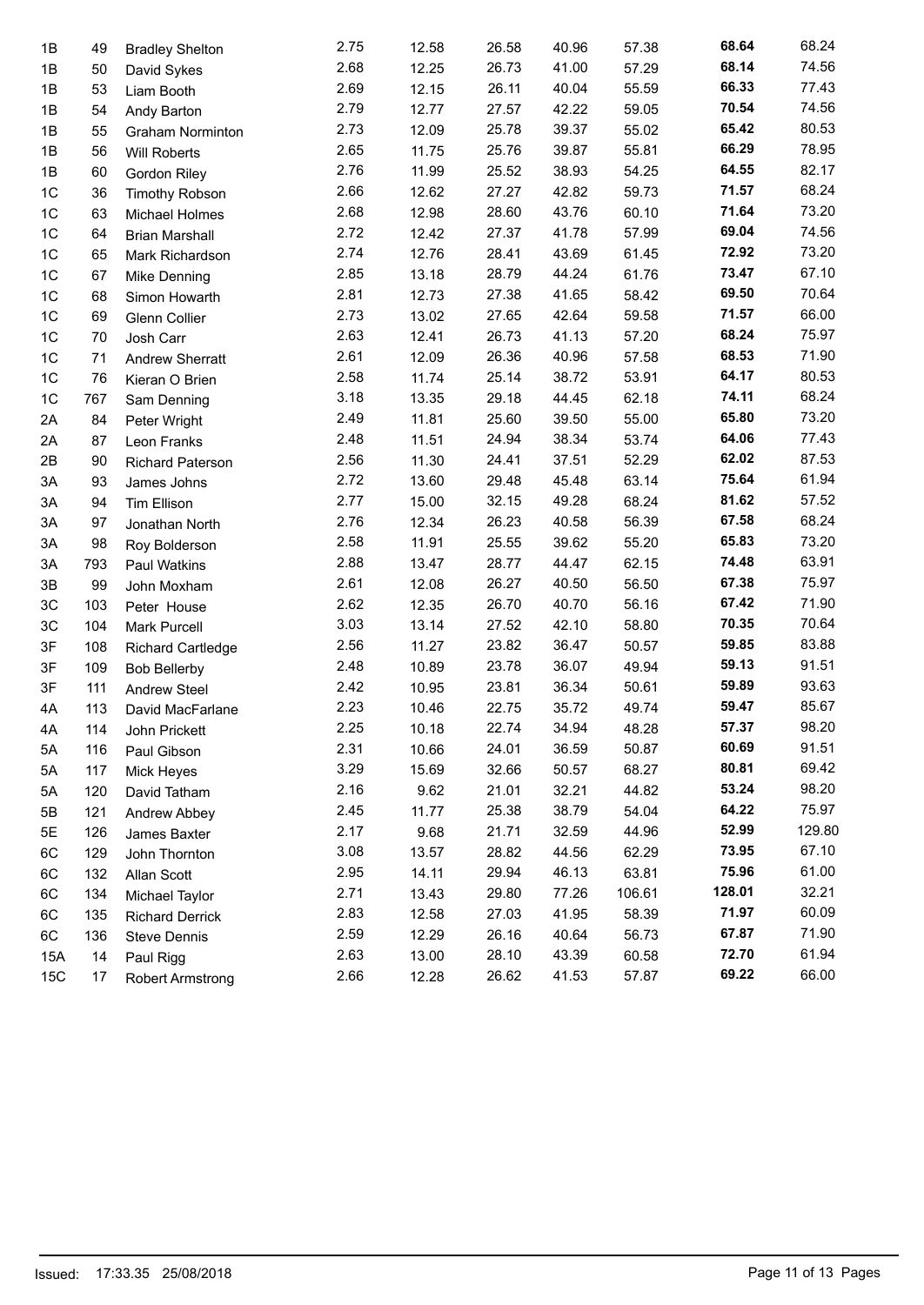| | | | | | | | | | |
|---|---|---|---|---|---|---|---|---|---|
| 1B | 49 | Bradley Shelton | 2.75 | 12.58 | 26.58 | 40.96 | 57.38 | **68.64** | 68.24 |
| 1B | 50 | David Sykes | 2.68 | 12.25 | 26.73 | 41.00 | 57.29 | **68.14** | 74.56 |
| 1B | 53 | Liam Booth | 2.69 | 12.15 | 26.11 | 40.04 | 55.59 | **66.33** | 77.43 |
| 1B | 54 | Andy Barton | 2.79 | 12.77 | 27.57 | 42.22 | 59.05 | **70.54** | 74.56 |
| 1B | 55 | Graham Norminton | 2.73 | 12.09 | 25.78 | 39.37 | 55.02 | **65.42** | 80.53 |
| 1B | 56 | Will Roberts | 2.65 | 11.75 | 25.76 | 39.87 | 55.81 | **66.29** | 78.95 |
| 1B | 60 | Gordon Riley | 2.76 | 11.99 | 25.52 | 38.93 | 54.25 | **64.55** | 82.17 |
| 1C | 36 | Timothy Robson | 2.66 | 12.62 | 27.27 | 42.82 | 59.73 | **71.57** | 68.24 |
| 1C | 63 | Michael Holmes | 2.68 | 12.98 | 28.60 | 43.76 | 60.10 | **71.64** | 73.20 |
| 1C | 64 | Brian Marshall | 2.72 | 12.42 | 27.37 | 41.78 | 57.99 | **69.04** | 74.56 |
| 1C | 65 | Mark Richardson | 2.74 | 12.76 | 28.41 | 43.69 | 61.45 | **72.92** | 73.20 |
| 1C | 67 | Mike Denning | 2.85 | 13.18 | 28.79 | 44.24 | 61.76 | **73.47** | 67.10 |
| 1C | 68 | Simon Howarth | 2.81 | 12.73 | 27.38 | 41.65 | 58.42 | **69.50** | 70.64 |
| 1C | 69 | Glenn Collier | 2.73 | 13.02 | 27.65 | 42.64 | 59.58 | **71.57** | 66.00 |
| 1C | 70 | Josh Carr | 2.63 | 12.41 | 26.73 | 41.13 | 57.20 | **68.24** | 75.97 |
| 1C | 71 | Andrew Sherratt | 2.61 | 12.09 | 26.36 | 40.96 | 57.58 | **68.53** | 71.90 |
| 1C | 76 | Kieran O Brien | 2.58 | 11.74 | 25.14 | 38.72 | 53.91 | **64.17** | 80.53 |
| 1C | 767 | Sam Denning | 3.18 | 13.35 | 29.18 | 44.45 | 62.18 | **74.11** | 68.24 |
| 2A | 84 | Peter Wright | 2.49 | 11.81 | 25.60 | 39.50 | 55.00 | **65.80** | 73.20 |
| 2A | 87 | Leon Franks | 2.48 | 11.51 | 24.94 | 38.34 | 53.74 | **64.06** | 77.43 |
| 2B | 90 | Richard Paterson | 2.56 | 11.30 | 24.41 | 37.51 | 52.29 | **62.02** | 87.53 |
| 3A | 93 | James Johns | 2.72 | 13.60 | 29.48 | 45.48 | 63.14 | **75.64** | 61.94 |
| 3A | 94 | Tim Ellison | 2.77 | 15.00 | 32.15 | 49.28 | 68.24 | **81.62** | 57.52 |
| 3A | 97 | Jonathan North | 2.76 | 12.34 | 26.23 | 40.58 | 56.39 | **67.58** | 68.24 |
| 3A | 98 | Roy Bolderson | 2.58 | 11.91 | 25.55 | 39.62 | 55.20 | **65.83** | 73.20 |
| 3A | 793 | Paul Watkins | 2.88 | 13.47 | 28.77 | 44.47 | 62.15 | **74.48** | 63.91 |
| 3B | 99 | John Moxham | 2.61 | 12.08 | 26.27 | 40.50 | 56.50 | **67.38** | 75.97 |
| 3C | 103 | Peter House | 2.62 | 12.35 | 26.70 | 40.70 | 56.16 | **67.42** | 71.90 |
| 3C | 104 | Mark Purcell | 3.03 | 13.14 | 27.52 | 42.10 | 58.80 | **70.35** | 70.64 |
| 3F | 108 | Richard Cartledge | 2.56 | 11.27 | 23.82 | 36.47 | 50.57 | **59.85** | 83.88 |
| 3F | 109 | Bob Bellerby | 2.48 | 10.89 | 23.78 | 36.07 | 49.94 | **59.13** | 91.51 |
| 3F | 111 | Andrew Steel | 2.42 | 10.95 | 23.81 | 36.34 | 50.61 | **59.89** | 93.63 |
| 4A | 113 | David MacFarlane | 2.23 | 10.46 | 22.75 | 35.72 | 49.74 | **59.47** | 85.67 |
| 4A | 114 | John Prickett | 2.25 | 10.18 | 22.74 | 34.94 | 48.28 | **57.37** | 98.20 |
| 5A | 116 | Paul Gibson | 2.31 | 10.66 | 24.01 | 36.59 | 50.87 | **60.69** | 91.51 |
| 5A | 117 | Mick Heyes | 3.29 | 15.69 | 32.66 | 50.57 | 68.27 | **80.81** | 69.42 |
| 5A | 120 | David Tatham | 2.16 | 9.62 | 21.01 | 32.21 | 44.82 | **53.24** | 98.20 |
| 5B | 121 | Andrew Abbey | 2.45 | 11.77 | 25.38 | 38.79 | 54.04 | **64.22** | 75.97 |
| 5E | 126 | James Baxter | 2.17 | 9.68 | 21.71 | 32.59 | 44.96 | **52.99** | 129.80 |
| 6C | 129 | John Thornton | 3.08 | 13.57 | 28.82 | 44.56 | 62.29 | **73.95** | 67.10 |
| 6C | 132 | Allan Scott | 2.95 | 14.11 | 29.94 | 46.13 | 63.81 | **75.96** | 61.00 |
| 6C | 134 | Michael Taylor | 2.71 | 13.43 | 29.80 | 77.26 | 106.61 | **128.01** | 32.21 |
| 6C | 135 | Richard Derrick | 2.83 | 12.58 | 27.03 | 41.95 | 58.39 | **71.97** | 60.09 |
| 6C | 136 | Steve Dennis | 2.59 | 12.29 | 26.16 | 40.64 | 56.73 | **67.87** | 71.90 |
| 15A | 14 | Paul Rigg | 2.63 | 13.00 | 28.10 | 43.39 | 60.58 | **72.70** | 61.94 |
| 15C | 17 | Robert Armstrong | 2.66 | 12.28 | 26.62 | 41.53 | 57.87 | **69.22** | 66.00 |

Issued: 17:33.35 25/08/2018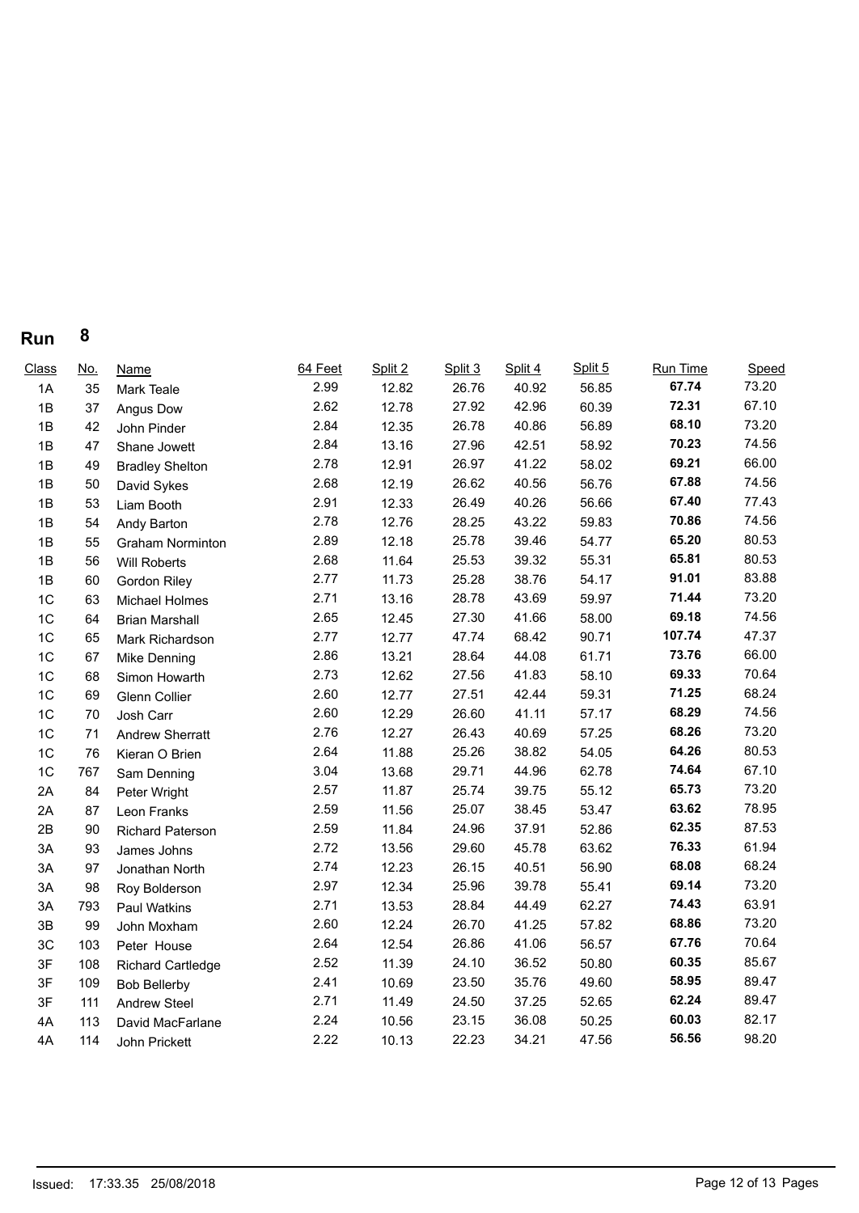## Run 8

| Class | No. | Name | 64 Feet | Split 2 | Split 3 | Split 4 | Split 5 | Run Time | Speed |
|---|---|---|---|---|---|---|---|---|---|
| 1A | 35 | Mark Teale | 2.99 | 12.82 | 26.76 | 40.92 | 56.85 | **67.74** | 73.20 |
| 1B | 37 | Angus Dow | 2.62 | 12.78 | 27.92 | 42.96 | 60.39 | **72.31** | 67.10 |
| 1B | 42 | John Pinder | 2.84 | 12.35 | 26.78 | 40.86 | 56.89 | **68.10** | 73.20 |
| 1B | 47 | Shane Jowett | 2.84 | 13.16 | 27.96 | 42.51 | 58.92 | **70.23** | 74.56 |
| 1B | 49 | Bradley Shelton | 2.78 | 12.91 | 26.97 | 41.22 | 58.02 | **69.21** | 66.00 |
| 1B | 50 | David Sykes | 2.68 | 12.19 | 26.62 | 40.56 | 56.76 | **67.88** | 74.56 |
| 1B | 53 | Liam Booth | 2.91 | 12.33 | 26.49 | 40.26 | 56.66 | **67.40** | 77.43 |
| 1B | 54 | Andy Barton | 2.78 | 12.76 | 28.25 | 43.22 | 59.83 | **70.86** | 74.56 |
| 1B | 55 | Graham Norminton | 2.89 | 12.18 | 25.78 | 39.46 | 54.77 | **65.20** | 80.53 |
| 1B | 56 | Will Roberts | 2.68 | 11.64 | 25.53 | 39.32 | 55.31 | **65.81** | 80.53 |
| 1B | 60 | Gordon Riley | 2.77 | 11.73 | 25.28 | 38.76 | 54.17 | **91.01** | 83.88 |
| 1C | 63 | Michael Holmes | 2.71 | 13.16 | 28.78 | 43.69 | 59.97 | **71.44** | 73.20 |
| 1C | 64 | Brian Marshall | 2.65 | 12.45 | 27.30 | 41.66 | 58.00 | **69.18** | 74.56 |
| 1C | 65 | Mark Richardson | 2.77 | 12.77 | 47.74 | 68.42 | 90.71 | **107.74** | 47.37 |
| 1C | 67 | Mike Denning | 2.86 | 13.21 | 28.64 | 44.08 | 61.71 | **73.76** | 66.00 |
| 1C | 68 | Simon Howarth | 2.73 | 12.62 | 27.56 | 41.83 | 58.10 | **69.33** | 70.64 |
| 1C | 69 | Glenn Collier | 2.60 | 12.77 | 27.51 | 42.44 | 59.31 | **71.25** | 68.24 |
| 1C | 70 | Josh Carr | 2.60 | 12.29 | 26.60 | 41.11 | 57.17 | **68.29** | 74.56 |
| 1C | 71 | Andrew Sherratt | 2.76 | 12.27 | 26.43 | 40.69 | 57.25 | **68.26** | 73.20 |
| 1C | 76 | Kieran O Brien | 2.64 | 11.88 | 25.26 | 38.82 | 54.05 | **64.26** | 80.53 |
| 1C | 767 | Sam Denning | 3.04 | 13.68 | 29.71 | 44.96 | 62.78 | **74.64** | 67.10 |
| 2A | 84 | Peter Wright | 2.57 | 11.87 | 25.74 | 39.75 | 55.12 | **65.73** | 73.20 |
| 2A | 87 | Leon Franks | 2.59 | 11.56 | 25.07 | 38.45 | 53.47 | **63.62** | 78.95 |
| 2B | 90 | Richard Paterson | 2.59 | 11.84 | 24.96 | 37.91 | 52.86 | **62.35** | 87.53 |
| 3A | 93 | James Johns | 2.72 | 13.56 | 29.60 | 45.78 | 63.62 | **76.33** | 61.94 |
| 3A | 97 | Jonathan North | 2.74 | 12.23 | 26.15 | 40.51 | 56.90 | **68.08** | 68.24 |
| 3A | 98 | Roy Bolderson | 2.97 | 12.34 | 25.96 | 39.78 | 55.41 | **69.14** | 73.20 |
| 3A | 793 | Paul Watkins | 2.71 | 13.53 | 28.84 | 44.49 | 62.27 | **74.43** | 63.91 |
| 3B | 99 | John Moxham | 2.60 | 12.24 | 26.70 | 41.25 | 57.82 | **68.86** | 73.20 |
| 3C | 103 | Peter House | 2.64 | 12.54 | 26.86 | 41.06 | 56.57 | **67.76** | 70.64 |
| 3F | 108 | Richard Cartledge | 2.52 | 11.39 | 24.10 | 36.52 | 50.80 | **60.35** | 85.67 |
| 3F | 109 | Bob Bellerby | 2.41 | 10.69 | 23.50 | 35.76 | 49.60 | **58.95** | 89.47 |
| 3F | 111 | Andrew Steel | 2.71 | 11.49 | 24.50 | 37.25 | 52.65 | **62.24** | 89.47 |
| 4A | 113 | David MacFarlane | 2.24 | 10.56 | 23.15 | 36.08 | 50.25 | **60.03** | 82.17 |
| 4A | 114 | John Prickett | 2.22 | 10.13 | 22.23 | 34.21 | 47.56 | **56.56** | 98.20 |

Issued: 17:33.35 25/08/2018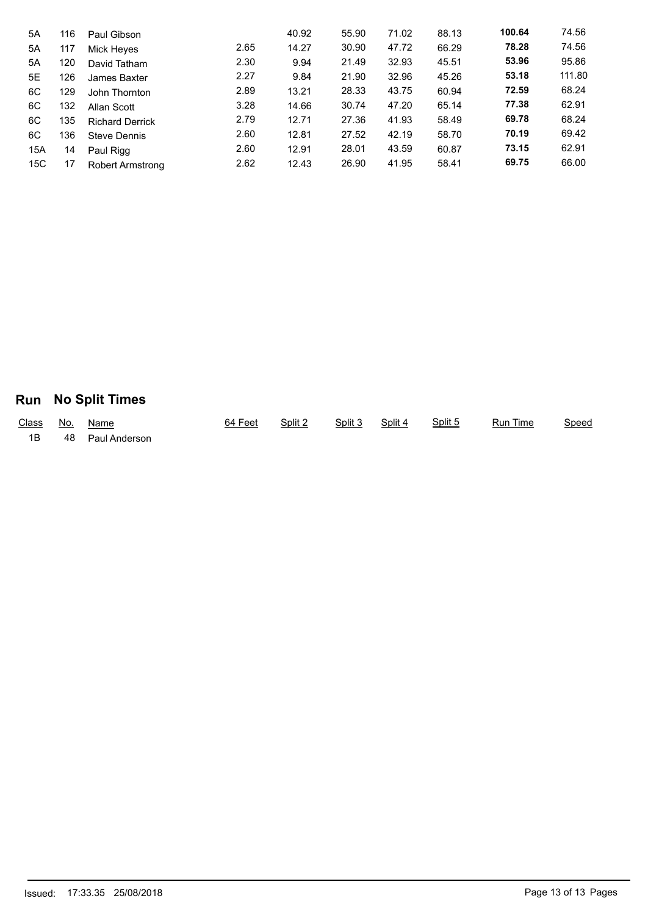| | | | | | | | | | |
|---|---|---|---|---|---|---|---|---|---|
| 5A | 116 | Paul Gibson | | 40.92 | 55.90 | 71.02 | 88.13 | **100.64** | 74.56 |
| 5A | 117 | Mick Heyes | 2.65 | 14.27 | 30.90 | 47.72 | 66.29 | **78.28** | 74.56 |
| 5A | 120 | David Tatham | 2.30 | 9.94 | 21.49 | 32.93 | 45.51 | **53.96** | 95.86 |
| 5E | 126 | James Baxter | 2.27 | 9.84 | 21.90 | 32.96 | 45.26 | **53.18** | 111.80 |
| 6C | 129 | John Thornton | 2.89 | 13.21 | 28.33 | 43.75 | 60.94 | **72.59** | 68.24 |
| 6C | 132 | Allan Scott | 3.28 | 14.66 | 30.74 | 47.20 | 65.14 | **77.38** | 62.91 |
| 6C | 135 | Richard Derrick | 2.79 | 12.71 | 27.36 | 41.93 | 58.49 | **69.78** | 68.24 |
| 6C | 136 | Steve Dennis | 2.60 | 12.81 | 27.52 | 42.19 | 58.70 | **70.19** | 69.42 |
| 15A | 14 | Paul Rigg | 2.60 | 12.91 | 28.01 | 43.59 | 60.87 | **73.15** | 62.91 |
| 15C | 17 | Robert Armstrong | 2.62 | 12.43 | 26.90 | 41.95 | 58.41 | **69.75** | 66.00 |

## Run No Split Times

| Class | No. | Name | 64 Feet | Split 2 | Split 3 | Split 4 | Split 5 | Run Time | Speed |
|---|---|---|---|---|---|---|---|---|---|
| 1B | 48 | Paul Anderson | | | | | | | |

Issued: 17:33.35 25/08/2018